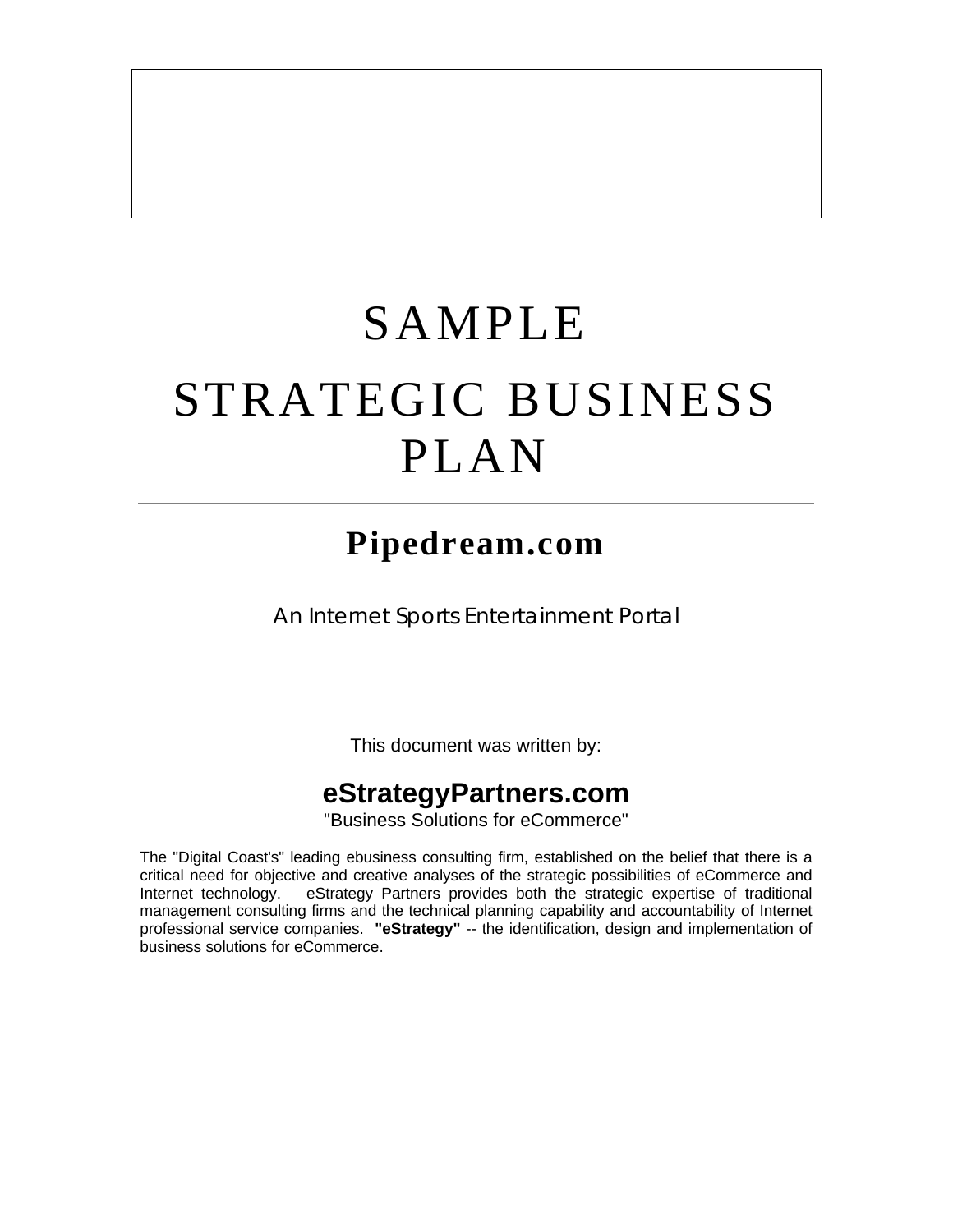# SAMPLE

# STRATEGIC BUSINESS PLAN

---

## Pipedream.com

An Internet Sports Entertainment Portal

This document was written by:

### eStrategyPartners.com

"Business Solutions for eCommerce"

The "Digital Coast's" leading ebusiness consulting firm, established on the belief that there is a critical need for objective and creative analyses of the strategic possibilities of eCommerce and Internet technology. eStrategy Partners provides both the strategic expertise of traditional management consulting firms and the technical planning capability and accountability of Internet professional service companies. **"eStrategy"** -- the identification, design and implementation of business solutions for eCommerce.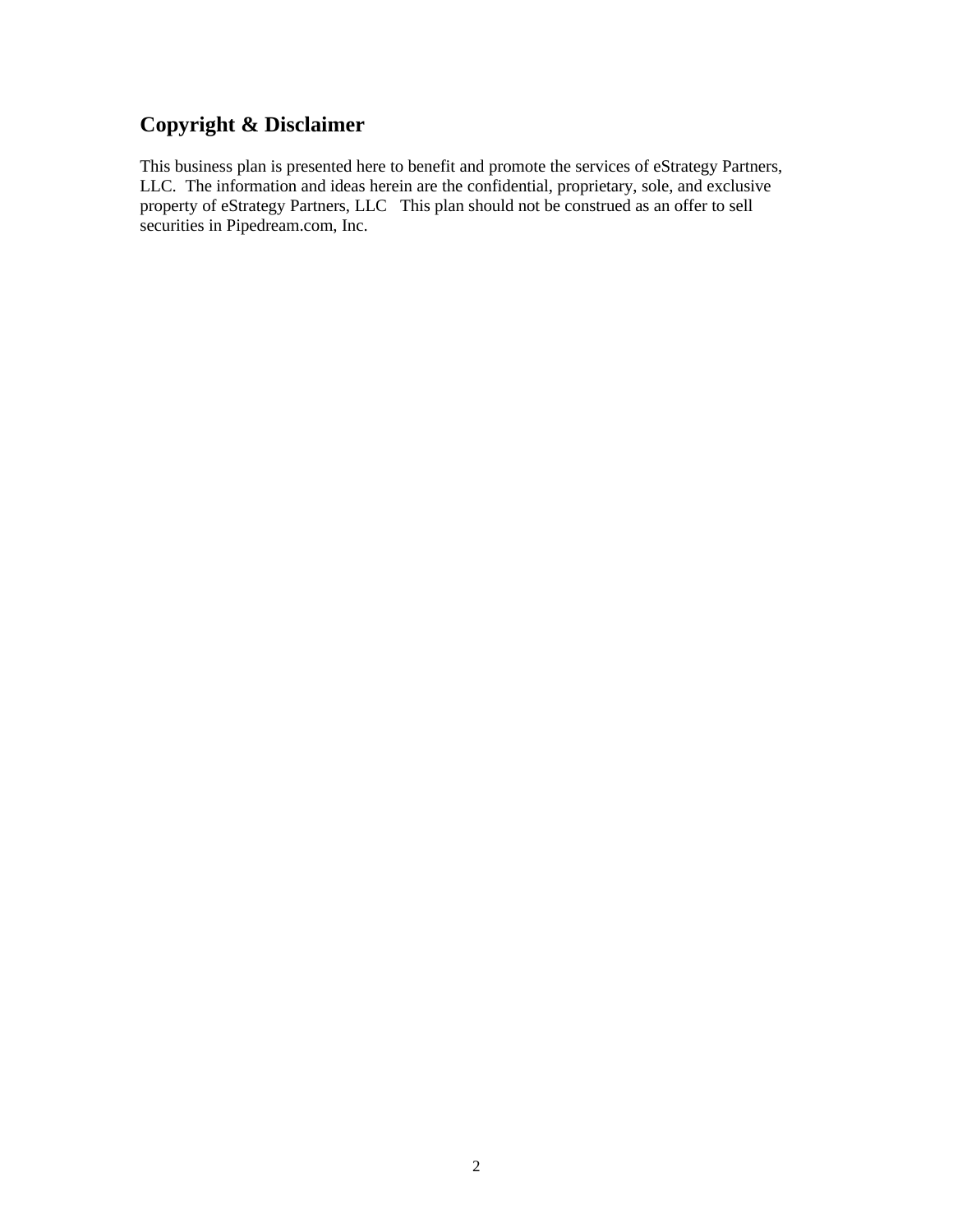## Copyright & Disclaimer

This business plan is presented here to benefit and promote the services of eStrategy Partners, LLC. The information and ideas herein are the confidential, proprietary, sole, and exclusive property of eStrategy Partners, LLC This plan should not be construed as an offer to sell securities in Pipedream.com, Inc.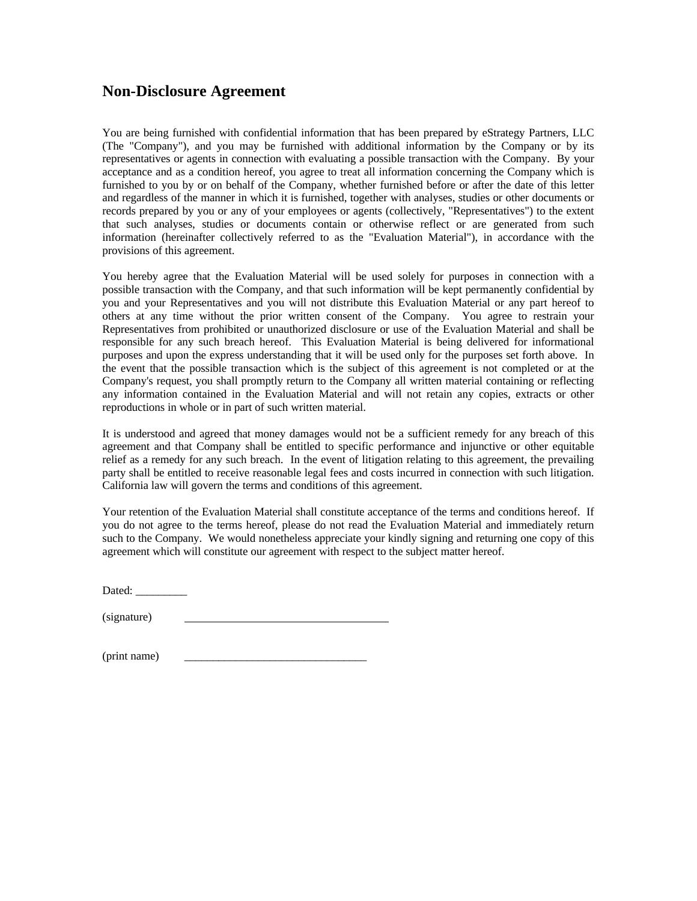# Non-Disclosure Agreement

You are being furnished with confidential information that has been prepared by eStrategy Partners, LLC (The "Company"), and you may be furnished with additional information by the Company or by its representatives or agents in connection with evaluating a possible transaction with the Company. By your acceptance and as a condition hereof, you agree to treat all information concerning the Company which is furnished to you by or on behalf of the Company, whether furnished before or after the date of this letter and regardless of the manner in which it is furnished, together with analyses, studies or other documents or records prepared by you or any of your employees or agents (collectively, "Representatives") to the extent that such analyses, studies or documents contain or otherwise reflect or are generated from such information (hereinafter collectively referred to as the "Evaluation Material"), in accordance with the provisions of this agreement.

You hereby agree that the Evaluation Material will be used solely for purposes in connection with a possible transaction with the Company, and that such information will be kept permanently confidential by you and your Representatives and you will not distribute this Evaluation Material or any part hereof to others at any time without the prior written consent of the Company. You agree to restrain your Representatives from prohibited or unauthorized disclosure or use of the Evaluation Material and shall be responsible for any such breach hereof. This Evaluation Material is being delivered for informational purposes and upon the express understanding that it will be used only for the purposes set forth above. In the event that the possible transaction which is the subject of this agreement is not completed or at the Company's request, you shall promptly return to the Company all written material containing or reflecting any information contained in the Evaluation Material and will not retain any copies, extracts or other reproductions in whole or in part of such written material.

It is understood and agreed that money damages would not be a sufficient remedy for any breach of this agreement and that Company shall be entitled to specific performance and injunctive or other equitable relief as a remedy for any such breach. In the event of litigation relating to this agreement, the prevailing party shall be entitled to receive reasonable legal fees and costs incurred in connection with such litigation. California law will govern the terms and conditions of this agreement.

Your retention of the Evaluation Material shall constitute acceptance of the terms and conditions hereof. If you do not agree to the terms hereof, please do not read the Evaluation Material and immediately return such to the Company. We would nonetheless appreciate your kindly signing and returning one copy of this agreement which will constitute our agreement with respect to the subject matter hereof.

Dated: _________

(signature) ____________________________________

(print name) _________________________________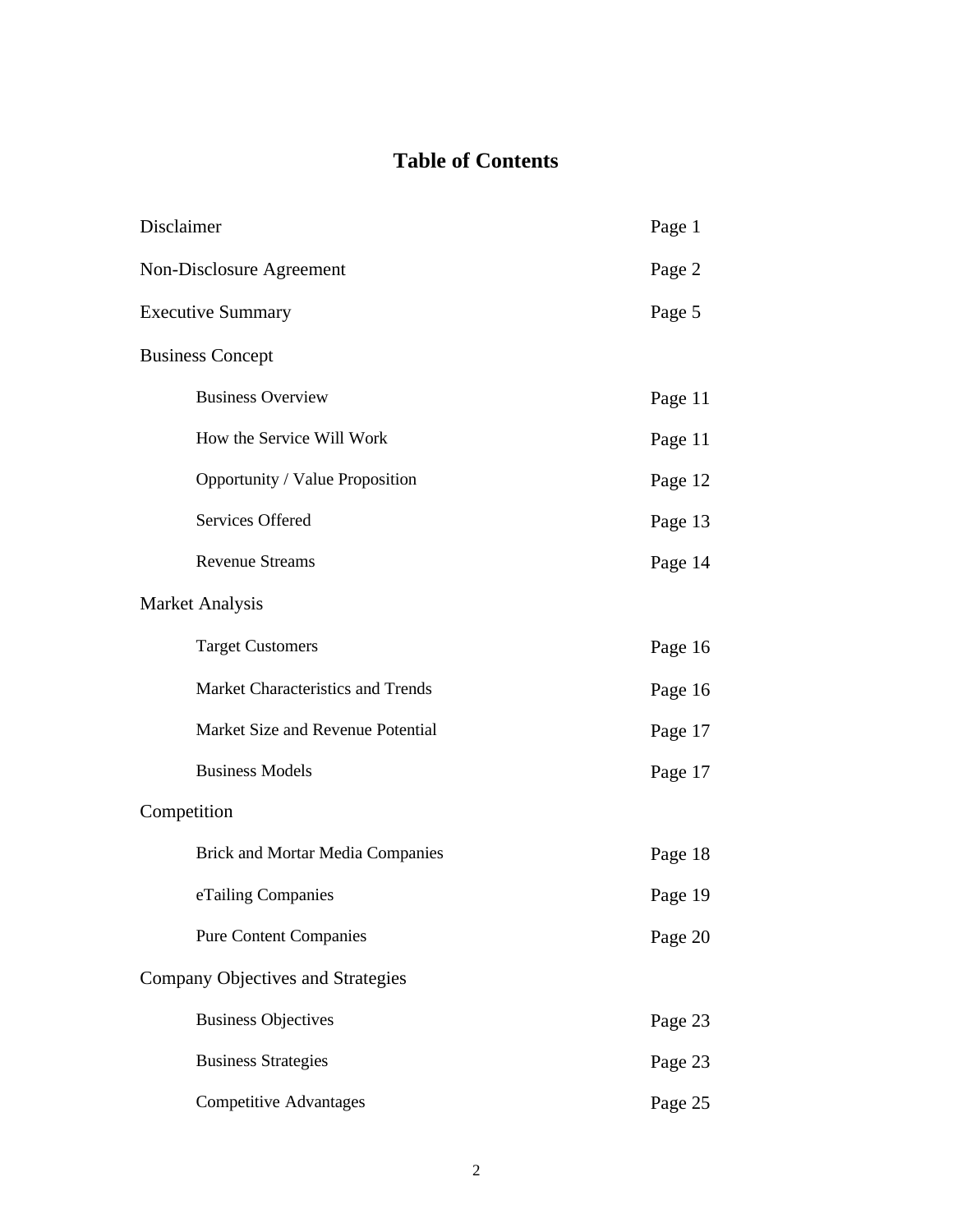# Table of Contents

| | |
|---|---|
| Disclaimer | Page 1 |
| Non-Disclosure Agreement | Page 2 |
| Executive Summary | Page 5 |
| Business Concept | |
| Business Overview | Page 11 |
| How the Service Will Work | Page 11 |
| Opportunity / Value Proposition | Page 12 |
| Services Offered | Page 13 |
| Revenue Streams | Page 14 |
| Market Analysis | |
| Target Customers | Page 16 |
| Market Characteristics and Trends | Page 16 |
| Market Size and Revenue Potential | Page 17 |
| Business Models | Page 17 |
| Competition | |
| Brick and Mortar Media Companies | Page 18 |
| eTailing Companies | Page 19 |
| Pure Content Companies | Page 20 |
| Company Objectives and Strategies | |
| Business Objectives | Page 23 |
| Business Strategies | Page 23 |
| Competitive Advantages | Page 25 |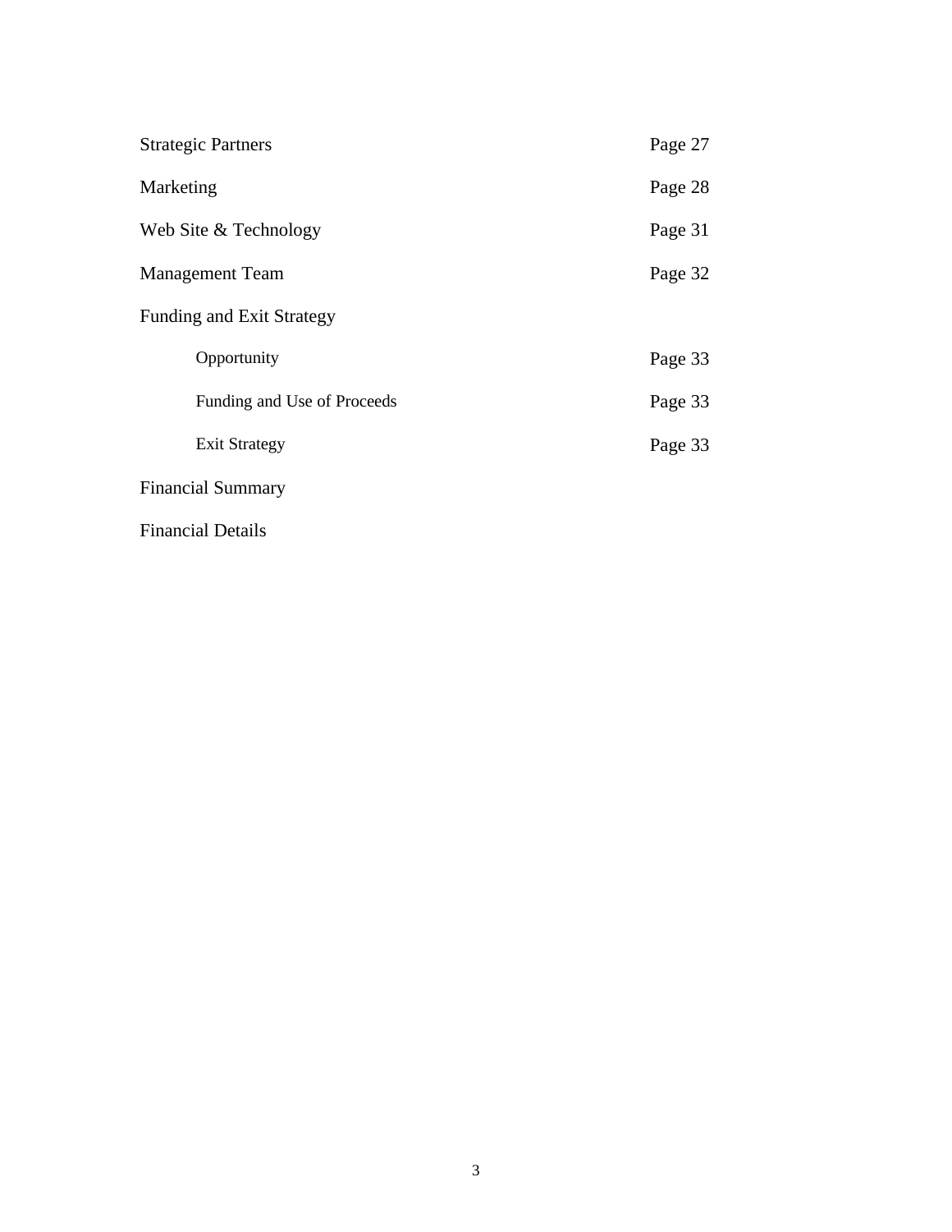| | |
|---|---|
| Strategic Partners | Page 27 |
| Marketing | Page 28 |
| Web Site & Technology | Page 31 |
| Management Team | Page 32 |
| Funding and Exit Strategy | |
| &nbsp;&nbsp;&nbsp;&nbsp;Opportunity | Page 33 |
| &nbsp;&nbsp;&nbsp;&nbsp;Funding and Use of Proceeds | Page 33 |
| &nbsp;&nbsp;&nbsp;&nbsp;Exit Strategy | Page 33 |
| Financial Summary | |
| Financial Details | |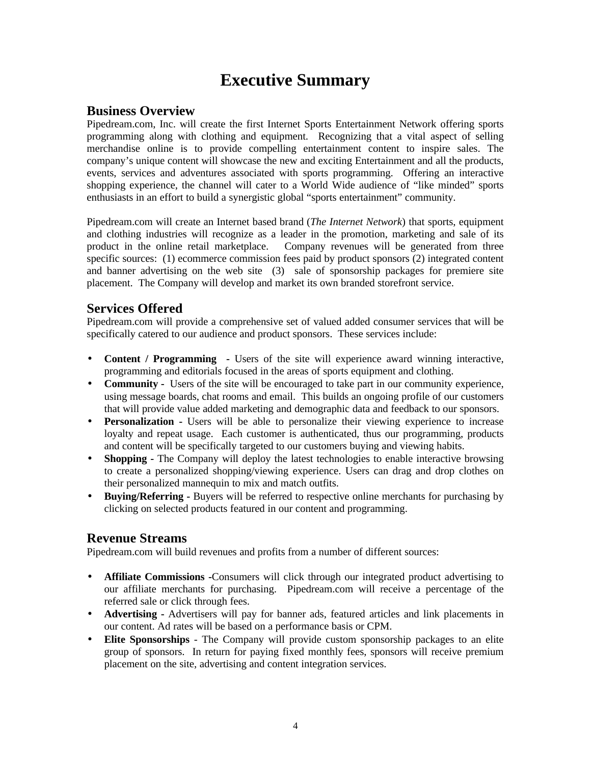# Executive Summary

## Business Overview

Pipedream.com, Inc. will create the first Internet Sports Entertainment Network offering sports programming along with clothing and equipment. Recognizing that a vital aspect of selling merchandise online is to provide compelling entertainment content to inspire sales. The company's unique content will showcase the new and exciting Entertainment and all the products, events, services and adventures associated with sports programming. Offering an interactive shopping experience, the channel will cater to a World Wide audience of "like minded" sports enthusiasts in an effort to build a synergistic global "sports entertainment" community.

Pipedream.com will create an Internet based brand (*The Internet Network*) that sports, equipment and clothing industries will recognize as a leader in the promotion, marketing and sale of its product in the online retail marketplace. Company revenues will be generated from three specific sources: (1) ecommerce commission fees paid by product sponsors (2) integrated content and banner advertising on the web site (3) sale of sponsorship packages for premiere site placement. The Company will develop and market its own branded storefront service.

## Services Offered

Pipedream.com will provide a comprehensive set of valued added consumer services that will be specifically catered to our audience and product sponsors. These services include:

- **Content / Programming -** Users of the site will experience award winning interactive, programming and editorials focused in the areas of sports equipment and clothing.
- **Community -** Users of the site will be encouraged to take part in our community experience, using message boards, chat rooms and email. This builds an ongoing profile of our customers that will provide value added marketing and demographic data and feedback to our sponsors.
- **Personalization -** Users will be able to personalize their viewing experience to increase loyalty and repeat usage. Each customer is authenticated, thus our programming, products and content will be specifically targeted to our customers buying and viewing habits.
- **Shopping -** The Company will deploy the latest technologies to enable interactive browsing to create a personalized shopping/viewing experience. Users can drag and drop clothes on their personalized mannequin to mix and match outfits.
- **Buying/Referring -** Buyers will be referred to respective online merchants for purchasing by clicking on selected products featured in our content and programming.

## Revenue Streams

Pipedream.com will build revenues and profits from a number of different sources:

- **Affiliate Commissions -**Consumers will click through our integrated product advertising to our affiliate merchants for purchasing. Pipedream.com will receive a percentage of the referred sale or click through fees.
- **Advertising -** Advertisers will pay for banner ads, featured articles and link placements in our content. Ad rates will be based on a performance basis or CPM.
- **Elite Sponsorships** - The Company will provide custom sponsorship packages to an elite group of sponsors. In return for paying fixed monthly fees, sponsors will receive premium placement on the site, advertising and content integration services.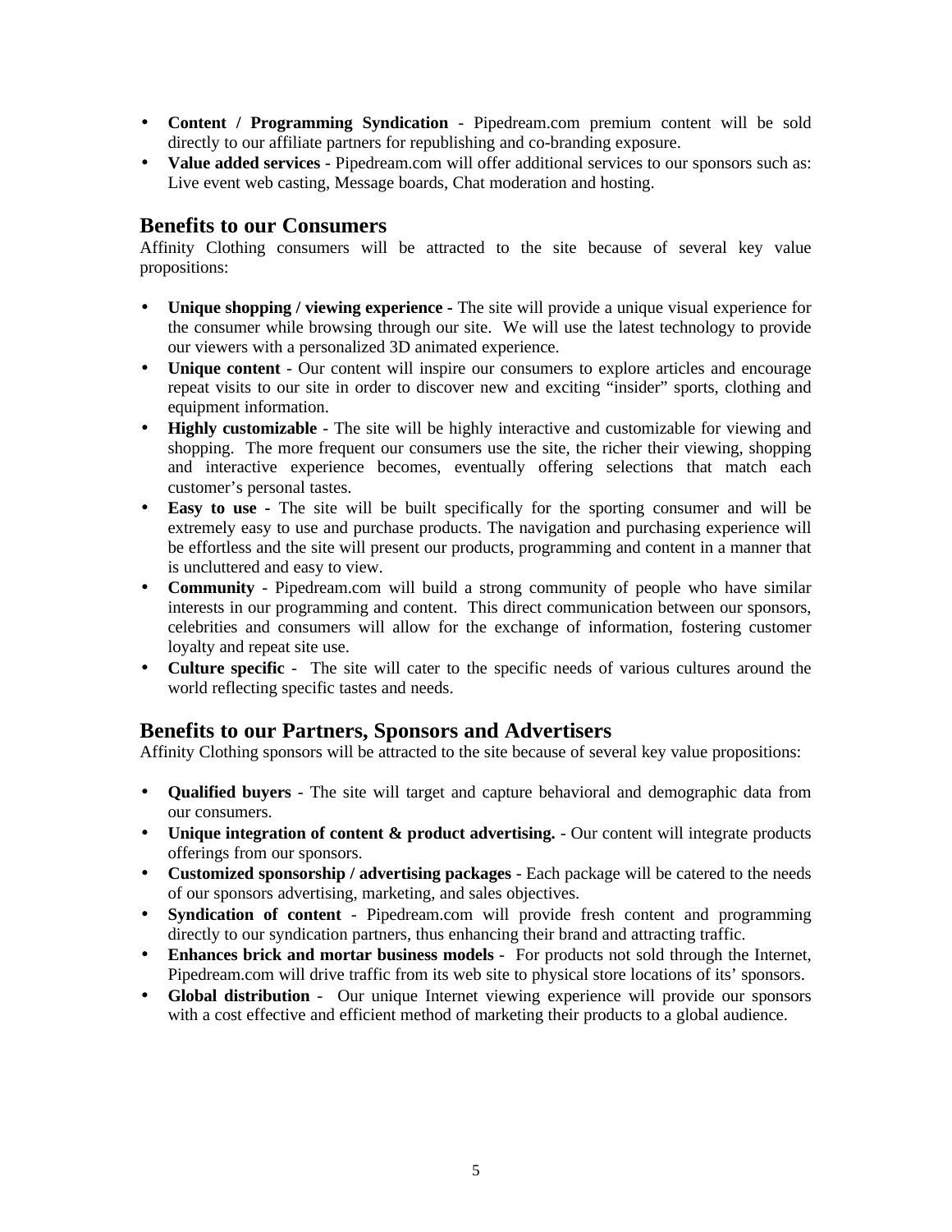- **Content / Programming Syndication** - Pipedream.com premium content will be sold directly to our affiliate partners for republishing and co-branding exposure.
- **Value added services** - Pipedream.com will offer additional services to our sponsors such as: Live event web casting, Message boards, Chat moderation and hosting.

## Benefits to our Consumers

Affinity Clothing consumers will be attracted to the site because of several key value propositions:

- **Unique shopping / viewing experience** - The site will provide a unique visual experience for the consumer while browsing through our site. We will use the latest technology to provide our viewers with a personalized 3D animated experience.
- **Unique content** - Our content will inspire our consumers to explore articles and encourage repeat visits to our site in order to discover new and exciting "insider" sports, clothing and equipment information.
- **Highly customizable** - The site will be highly interactive and customizable for viewing and shopping. The more frequent our consumers use the site, the richer their viewing, shopping and interactive experience becomes, eventually offering selections that match each customer's personal tastes.
- **Easy to use** - The site will be built specifically for the sporting consumer and will be extremely easy to use and purchase products. The navigation and purchasing experience will be effortless and the site will present our products, programming and content in a manner that is uncluttered and easy to view.
- **Community** - Pipedream.com will build a strong community of people who have similar interests in our programming and content. This direct communication between our sponsors, celebrities and consumers will allow for the exchange of information, fostering customer loyalty and repeat site use.
- **Culture specific** - The site will cater to the specific needs of various cultures around the world reflecting specific tastes and needs.

## Benefits to our Partners, Sponsors and Advertisers

Affinity Clothing sponsors will be attracted to the site because of several key value propositions:

- **Qualified buyers** - The site will target and capture behavioral and demographic data from our consumers.
- **Unique integration of content & product advertising.** - Our content will integrate products offerings from our sponsors.
- **Customized sponsorship / advertising packages** - Each package will be catered to the needs of our sponsors advertising, marketing, and sales objectives.
- **Syndication of content** - Pipedream.com will provide fresh content and programming directly to our syndication partners, thus enhancing their brand and attracting traffic.
- **Enhances brick and mortar business models** - For products not sold through the Internet, Pipedream.com will drive traffic from its web site to physical store locations of its' sponsors.
- **Global distribution** - Our unique Internet viewing experience will provide our sponsors with a cost effective and efficient method of marketing their products to a global audience.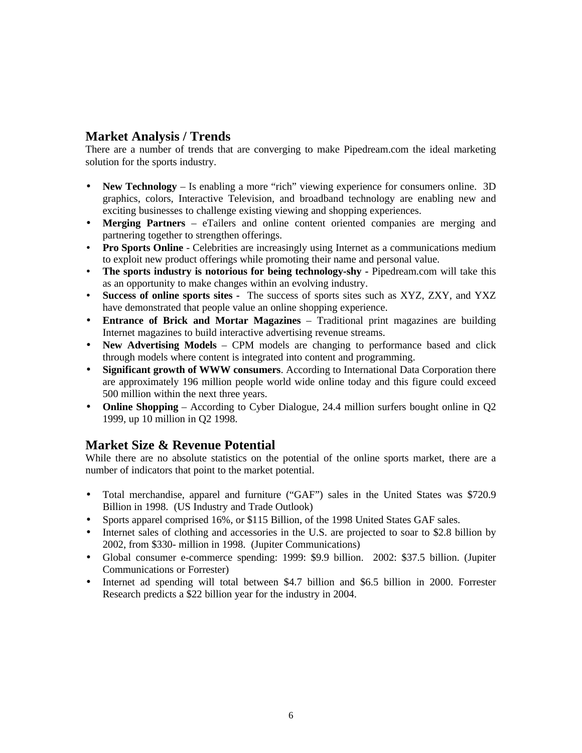## Market Analysis / Trends

There are a number of trends that are converging to make Pipedream.com the ideal marketing solution for the sports industry.

- **New Technology** – Is enabling a more "rich" viewing experience for consumers online. 3D graphics, colors, Interactive Television, and broadband technology are enabling new and exciting businesses to challenge existing viewing and shopping experiences.
- **Merging Partners** – eTailers and online content oriented companies are merging and partnering together to strengthen offerings.
- **Pro Sports Online** - Celebrities are increasingly using Internet as a communications medium to exploit new product offerings while promoting their name and personal value.
- **The sports industry is notorious for being technology-shy -** Pipedream.com will take this as an opportunity to make changes within an evolving industry.
- **Success of online sports sites -** The success of sports sites such as XYZ, ZXY, and YXZ have demonstrated that people value an online shopping experience.
- **Entrance of Brick and Mortar Magazines** – Traditional print magazines are building Internet magazines to build interactive advertising revenue streams.
- **New Advertising Models** – CPM models are changing to performance based and click through models where content is integrated into content and programming.
- **Significant growth of WWW consumers**. According to International Data Corporation there are approximately 196 million people world wide online today and this figure could exceed 500 million within the next three years.
- **Online Shopping** – According to Cyber Dialogue, 24.4 million surfers bought online in Q2 1999, up 10 million in Q2 1998.

## Market Size & Revenue Potential

While there are no absolute statistics on the potential of the online sports market, there are a number of indicators that point to the market potential.

- Total merchandise, apparel and furniture ("GAF") sales in the United States was $720.9 Billion in 1998. (US Industry and Trade Outlook)
- Sports apparel comprised 16%, or $115 Billion, of the 1998 United States GAF sales.
- Internet sales of clothing and accessories in the U.S. are projected to soar to $2.8 billion by 2002, from $330- million in 1998. (Jupiter Communications)
- Global consumer e-commerce spending: 1999: $9.9 billion. 2002: $37.5 billion. (Jupiter Communications or Forrester)
- Internet ad spending will total between $4.7 billion and $6.5 billion in 2000. Forrester Research predicts a $22 billion year for the industry in 2004.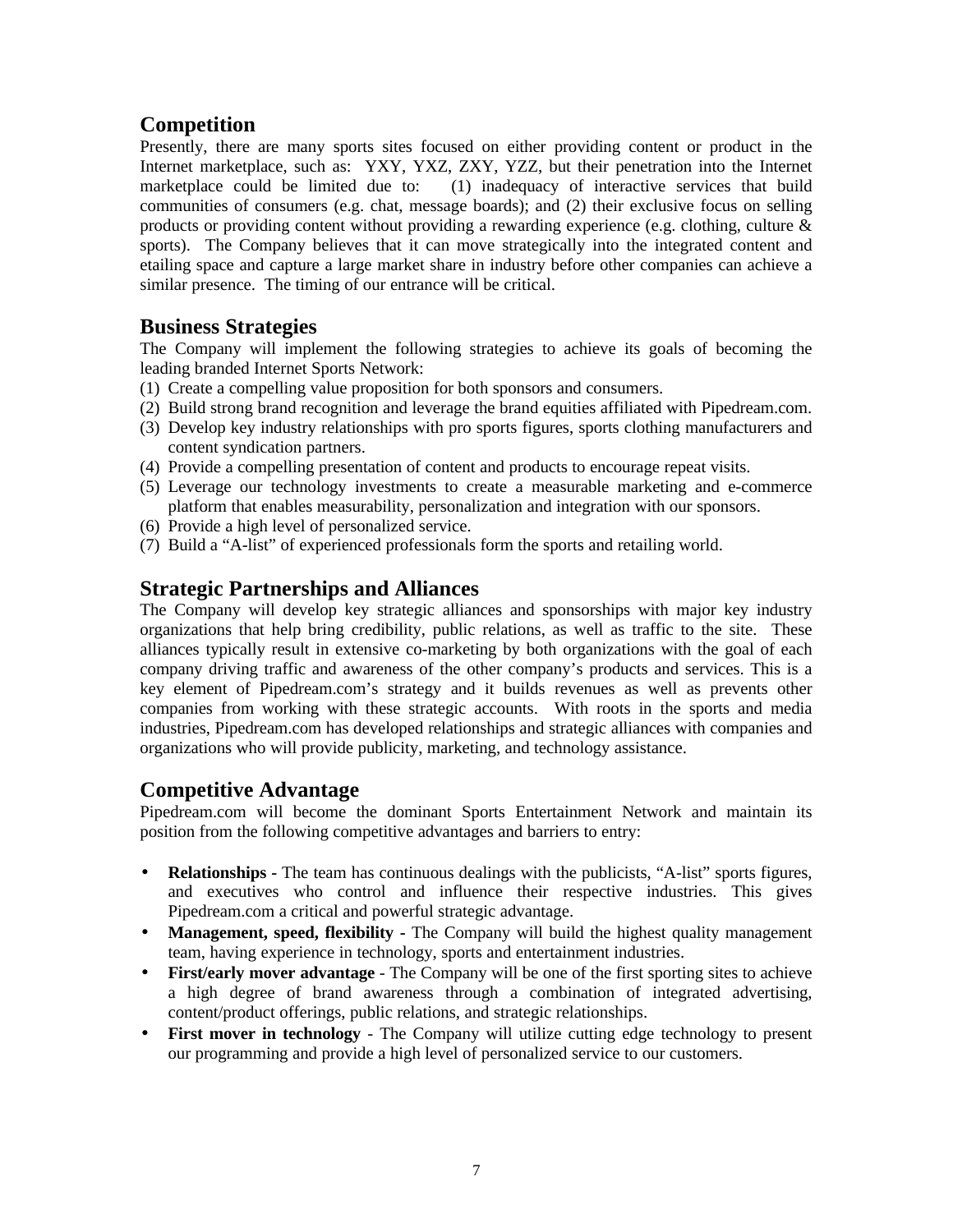## Competition

Presently, there are many sports sites focused on either providing content or product in the Internet marketplace, such as: YXY, YXZ, ZXY, YZZ, but their penetration into the Internet marketplace could be limited due to: (1) inadequacy of interactive services that build communities of consumers (e.g. chat, message boards); and (2) their exclusive focus on selling products or providing content without providing a rewarding experience (e.g. clothing, culture & sports). The Company believes that it can move strategically into the integrated content and etailing space and capture a large market share in industry before other companies can achieve a similar presence. The timing of our entrance will be critical.

## Business Strategies

The Company will implement the following strategies to achieve its goals of becoming the leading branded Internet Sports Network:

(1) Create a compelling value proposition for both sponsors and consumers.
(2) Build strong brand recognition and leverage the brand equities affiliated with Pipedream.com.
(3) Develop key industry relationships with pro sports figures, sports clothing manufacturers and content syndication partners.
(4) Provide a compelling presentation of content and products to encourage repeat visits.
(5) Leverage our technology investments to create a measurable marketing and e-commerce platform that enables measurability, personalization and integration with our sponsors.
(6) Provide a high level of personalized service.
(7) Build a "A-list" of experienced professionals form the sports and retailing world.

## Strategic Partnerships and Alliances

The Company will develop key strategic alliances and sponsorships with major key industry organizations that help bring credibility, public relations, as well as traffic to the site. These alliances typically result in extensive co-marketing by both organizations with the goal of each company driving traffic and awareness of the other company's products and services. This is a key element of Pipedream.com's strategy and it builds revenues as well as prevents other companies from working with these strategic accounts. With roots in the sports and media industries, Pipedream.com has developed relationships and strategic alliances with companies and organizations who will provide publicity, marketing, and technology assistance.

## Competitive Advantage

Pipedream.com will become the dominant Sports Entertainment Network and maintain its position from the following competitive advantages and barriers to entry:

- **Relationships -** The team has continuous dealings with the publicists, "A-list" sports figures, and executives who control and influence their respective industries. This gives Pipedream.com a critical and powerful strategic advantage.
- **Management, speed, flexibility -** The Company will build the highest quality management team, having experience in technology, sports and entertainment industries.
- **First/early mover advantage** - The Company will be one of the first sporting sites to achieve a high degree of brand awareness through a combination of integrated advertising, content/product offerings, public relations, and strategic relationships.
- **First mover in technology** - The Company will utilize cutting edge technology to present our programming and provide a high level of personalized service to our customers.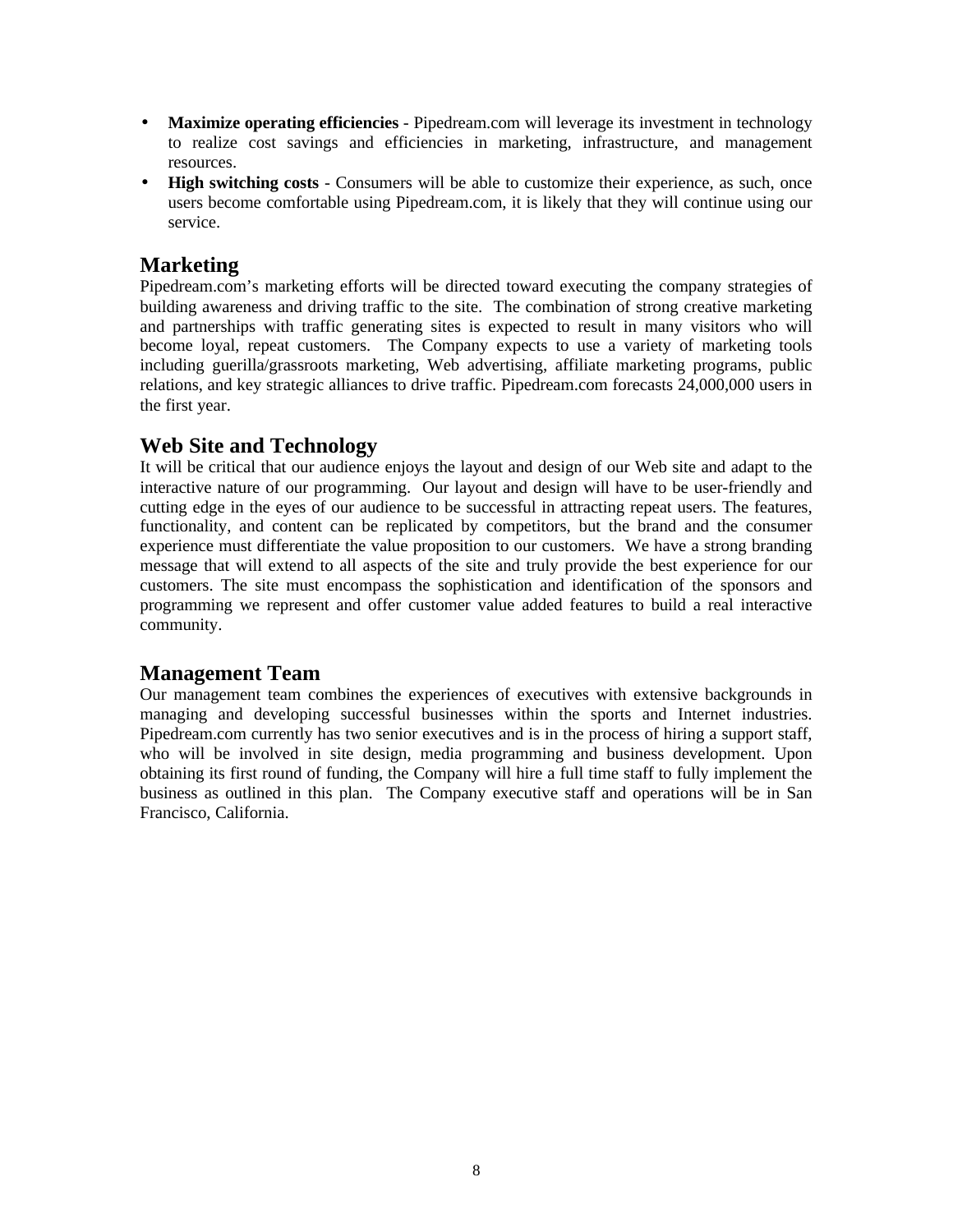- **Maximize operating efficiencies** - Pipedream.com will leverage its investment in technology to realize cost savings and efficiencies in marketing, infrastructure, and management resources.
- **High switching costs** - Consumers will be able to customize their experience, as such, once users become comfortable using Pipedream.com, it is likely that they will continue using our service.

## Marketing

Pipedream.com's marketing efforts will be directed toward executing the company strategies of building awareness and driving traffic to the site. The combination of strong creative marketing and partnerships with traffic generating sites is expected to result in many visitors who will become loyal, repeat customers. The Company expects to use a variety of marketing tools including guerilla/grassroots marketing, Web advertising, affiliate marketing programs, public relations, and key strategic alliances to drive traffic. Pipedream.com forecasts 24,000,000 users in the first year.

## Web Site and Technology

It will be critical that our audience enjoys the layout and design of our Web site and adapt to the interactive nature of our programming. Our layout and design will have to be user-friendly and cutting edge in the eyes of our audience to be successful in attracting repeat users. The features, functionality, and content can be replicated by competitors, but the brand and the consumer experience must differentiate the value proposition to our customers. We have a strong branding message that will extend to all aspects of the site and truly provide the best experience for our customers. The site must encompass the sophistication and identification of the sponsors and programming we represent and offer customer value added features to build a real interactive community.

## Management Team

Our management team combines the experiences of executives with extensive backgrounds in managing and developing successful businesses within the sports and Internet industries. Pipedream.com currently has two senior executives and is in the process of hiring a support staff, who will be involved in site design, media programming and business development. Upon obtaining its first round of funding, the Company will hire a full time staff to fully implement the business as outlined in this plan. The Company executive staff and operations will be in San Francisco, California.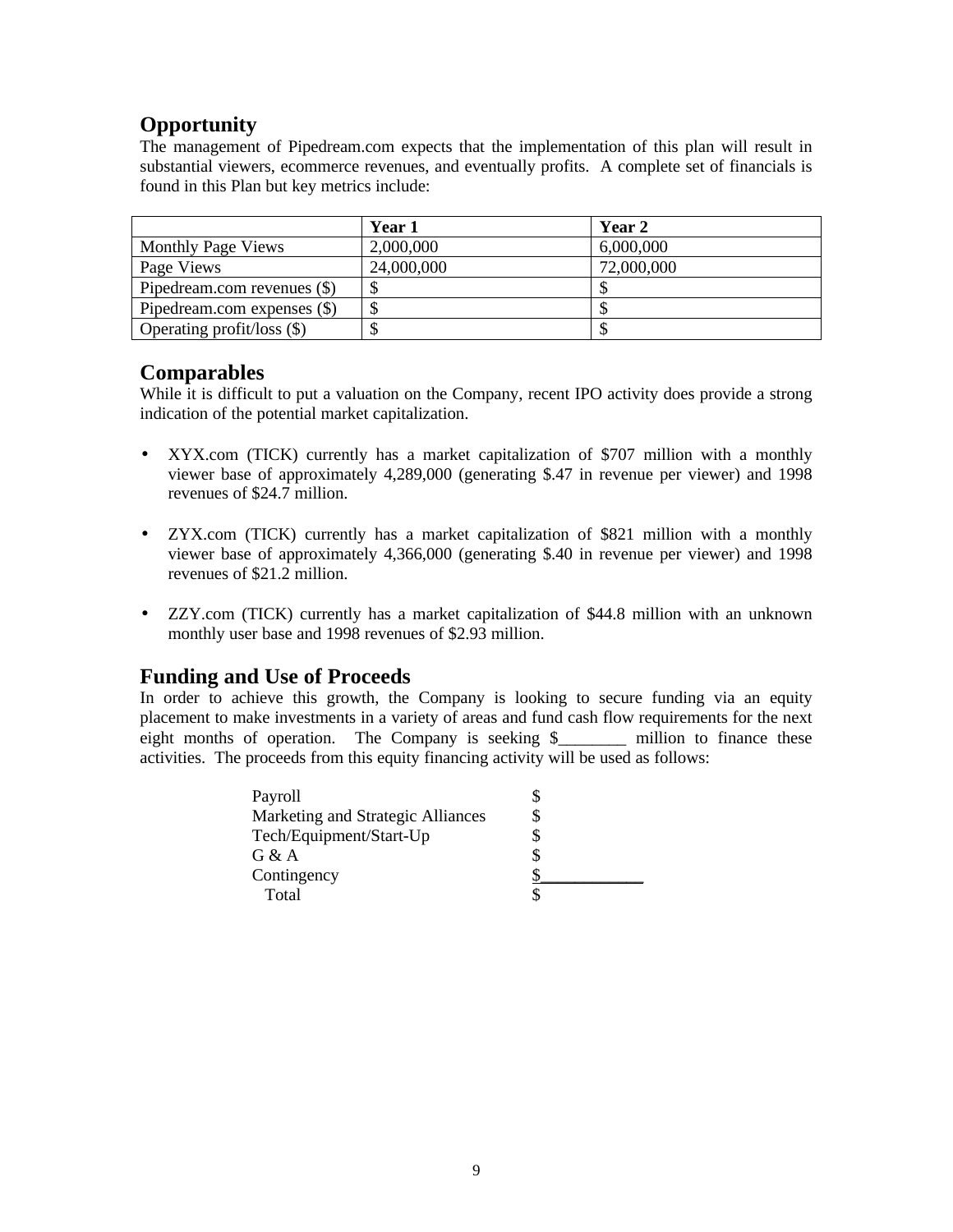## Opportunity

The management of Pipedream.com expects that the implementation of this plan will result in substantial viewers, ecommerce revenues, and eventually profits. A complete set of financials is found in this Plan but key metrics include:

| | Year 1 | Year 2 |
|---|---|---|
| Monthly Page Views | 2,000,000 | 6,000,000 |
| Page Views | 24,000,000 | 72,000,000 |
| Pipedream.com revenues ($) | $ | $ |
| Pipedream.com expenses ($) | $ | $ |
| Operating profit/loss ($) | $ | $ |

## Comparables

While it is difficult to put a valuation on the Company, recent IPO activity does provide a strong indication of the potential market capitalization.

- XYX.com (TICK) currently has a market capitalization of $707 million with a monthly viewer base of approximately 4,289,000 (generating $.47 in revenue per viewer) and 1998 revenues of $24.7 million.

- ZYX.com (TICK) currently has a market capitalization of $821 million with a monthly viewer base of approximately 4,366,000 (generating $.40 in revenue per viewer) and 1998 revenues of $21.2 million.

- ZZY.com (TICK) currently has a market capitalization of $44.8 million with an unknown monthly user base and 1998 revenues of $2.93 million.

## Funding and Use of Proceeds

In order to achieve this growth, the Company is looking to secure funding via an equity placement to make investments in a variety of areas and fund cash flow requirements for the next eight months of operation. The Company is seeking $________ million to finance these activities. The proceeds from this equity financing activity will be used as follows:

| | |
|---|---|
| Payroll | $ |
| Marketing and Strategic Alliances | $ |
| Tech/Equipment/Start-Up | $ |
| G & A | $ |
| Contingency | $____________ |
| Total | $ |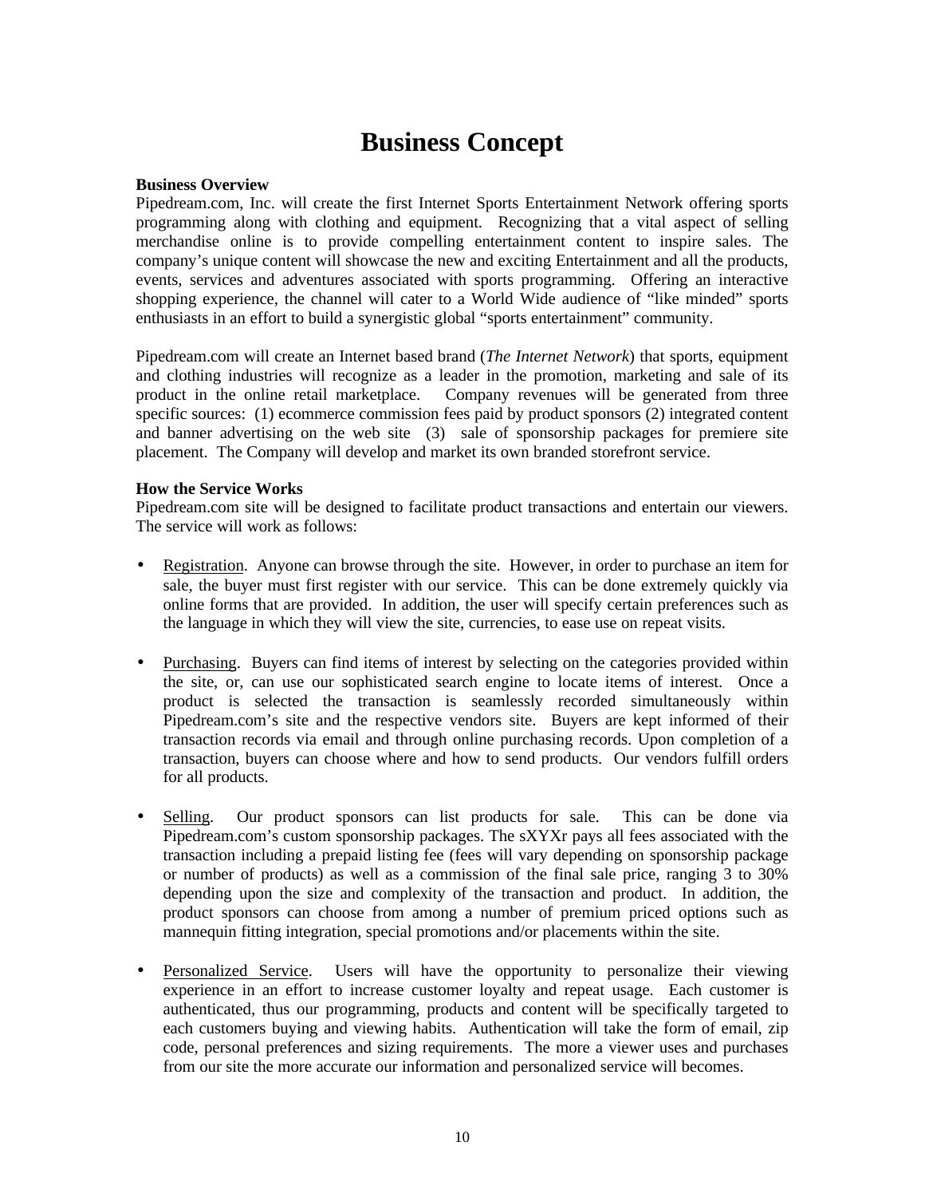# Business Concept

**Business Overview**
Pipedream.com, Inc. will create the first Internet Sports Entertainment Network offering sports programming along with clothing and equipment. Recognizing that a vital aspect of selling merchandise online is to provide compelling entertainment content to inspire sales. The company's unique content will showcase the new and exciting Entertainment and all the products, events, services and adventures associated with sports programming. Offering an interactive shopping experience, the channel will cater to a World Wide audience of "like minded" sports enthusiasts in an effort to build a synergistic global "sports entertainment" community.

Pipedream.com will create an Internet based brand (*The Internet Network*) that sports, equipment and clothing industries will recognize as a leader in the promotion, marketing and sale of its product in the online retail marketplace. Company revenues will be generated from three specific sources: (1) ecommerce commission fees paid by product sponsors (2) integrated content and banner advertising on the web site (3) sale of sponsorship packages for premiere site placement. The Company will develop and market its own branded storefront service.

**How the Service Works**
Pipedream.com site will be designed to facilitate product transactions and entertain our viewers. The service will work as follows:

- Registration. Anyone can browse through the site. However, in order to purchase an item for sale, the buyer must first register with our service. This can be done extremely quickly via online forms that are provided. In addition, the user will specify certain preferences such as the language in which they will view the site, currencies, to ease use on repeat visits.

- Purchasing. Buyers can find items of interest by selecting on the categories provided within the site, or, can use our sophisticated search engine to locate items of interest. Once a product is selected the transaction is seamlessly recorded simultaneously within Pipedream.com's site and the respective vendors site. Buyers are kept informed of their transaction records via email and through online purchasing records. Upon completion of a transaction, buyers can choose where and how to send products. Our vendors fulfill orders for all products.

- Selling. Our product sponsors can list products for sale. This can be done via Pipedream.com's custom sponsorship packages. The sXYXr pays all fees associated with the transaction including a prepaid listing fee (fees will vary depending on sponsorship package or number of products) as well as a commission of the final sale price, ranging 3 to 30% depending upon the size and complexity of the transaction and product. In addition, the product sponsors can choose from among a number of premium priced options such as mannequin fitting integration, special promotions and/or placements within the site.

- Personalized Service. Users will have the opportunity to personalize their viewing experience in an effort to increase customer loyalty and repeat usage. Each customer is authenticated, thus our programming, products and content will be specifically targeted to each customers buying and viewing habits. Authentication will take the form of email, zip code, personal preferences and sizing requirements. The more a viewer uses and purchases from our site the more accurate our information and personalized service will becomes.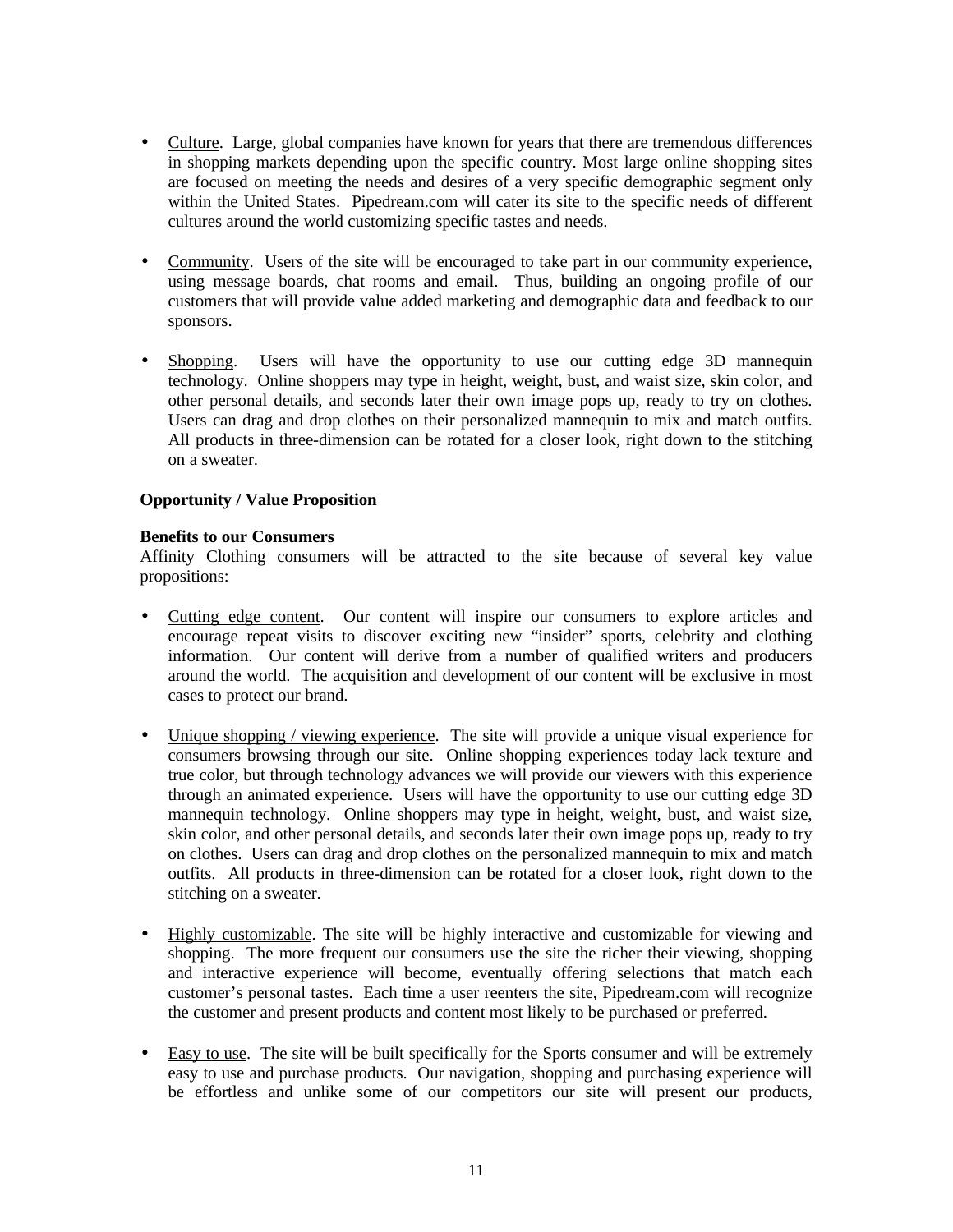- Culture. Large, global companies have known for years that there are tremendous differences in shopping markets depending upon the specific country. Most large online shopping sites are focused on meeting the needs and desires of a very specific demographic segment only within the United States. Pipedream.com will cater its site to the specific needs of different cultures around the world customizing specific tastes and needs.

- Community. Users of the site will be encouraged to take part in our community experience, using message boards, chat rooms and email. Thus, building an ongoing profile of our customers that will provide value added marketing and demographic data and feedback to our sponsors.

- Shopping. Users will have the opportunity to use our cutting edge 3D mannequin technology. Online shoppers may type in height, weight, bust, and waist size, skin color, and other personal details, and seconds later their own image pops up, ready to try on clothes. Users can drag and drop clothes on their personalized mannequin to mix and match outfits. All products in three-dimension can be rotated for a closer look, right down to the stitching on a sweater.

**Opportunity / Value Proposition**

**Benefits to our Consumers**

Affinity Clothing consumers will be attracted to the site because of several key value propositions:

- Cutting edge content. Our content will inspire our consumers to explore articles and encourage repeat visits to discover exciting new "insider" sports, celebrity and clothing information. Our content will derive from a number of qualified writers and producers around the world. The acquisition and development of our content will be exclusive in most cases to protect our brand.

- Unique shopping / viewing experience. The site will provide a unique visual experience for consumers browsing through our site. Online shopping experiences today lack texture and true color, but through technology advances we will provide our viewers with this experience through an animated experience. Users will have the opportunity to use our cutting edge 3D mannequin technology. Online shoppers may type in height, weight, bust, and waist size, skin color, and other personal details, and seconds later their own image pops up, ready to try on clothes. Users can drag and drop clothes on the personalized mannequin to mix and match outfits. All products in three-dimension can be rotated for a closer look, right down to the stitching on a sweater.

- Highly customizable. The site will be highly interactive and customizable for viewing and shopping. The more frequent our consumers use the site the richer their viewing, shopping and interactive experience will become, eventually offering selections that match each customer's personal tastes. Each time a user reenters the site, Pipedream.com will recognize the customer and present products and content most likely to be purchased or preferred.

- Easy to use. The site will be built specifically for the Sports consumer and will be extremely easy to use and purchase products. Our navigation, shopping and purchasing experience will be effortless and unlike some of our competitors our site will present our products,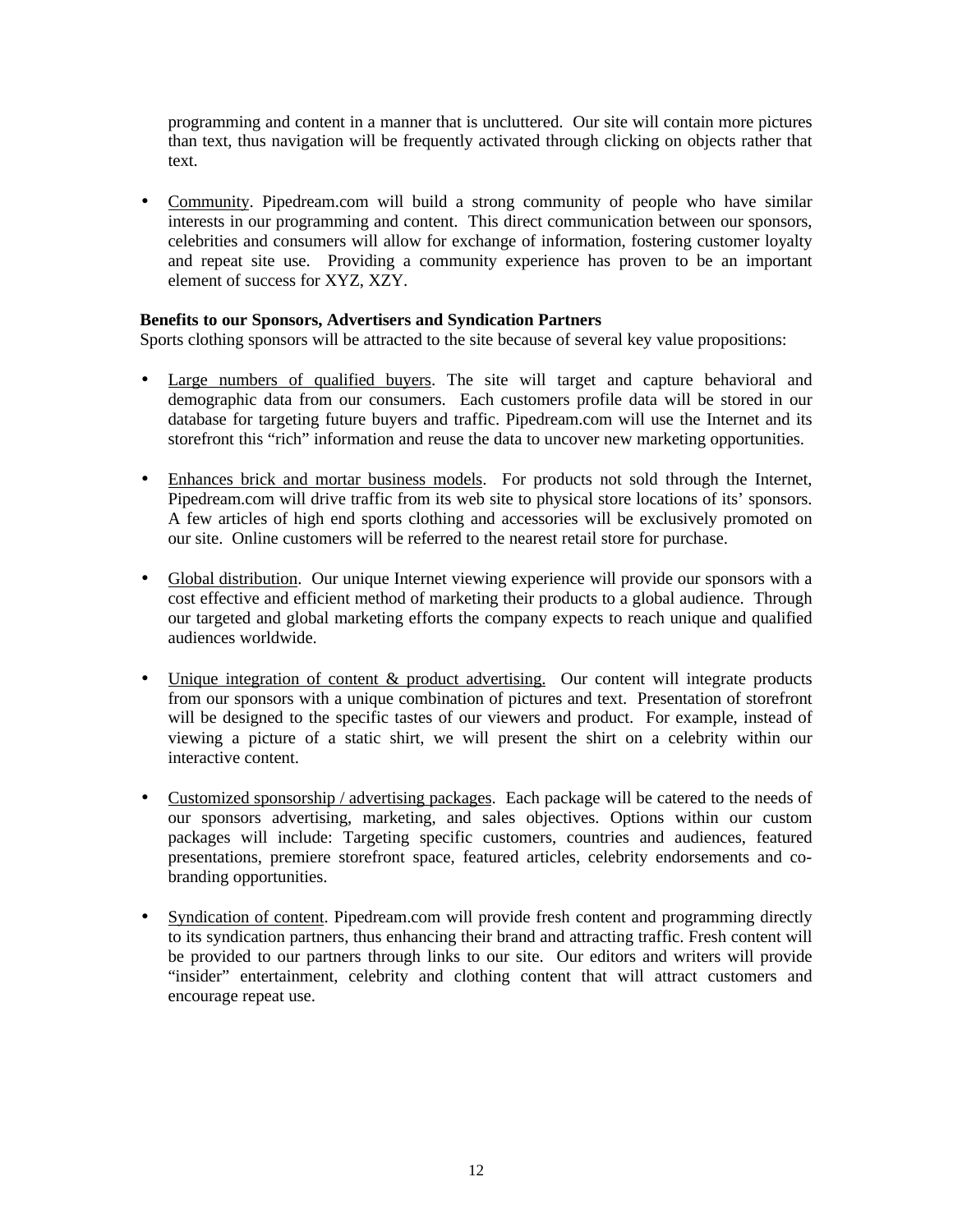programming and content in a manner that is uncluttered. Our site will contain more pictures than text, thus navigation will be frequently activated through clicking on objects rather that text.

- Community. Pipedream.com will build a strong community of people who have similar interests in our programming and content. This direct communication between our sponsors, celebrities and consumers will allow for exchange of information, fostering customer loyalty and repeat site use. Providing a community experience has proven to be an important element of success for XYZ, XZY.

**Benefits to our Sponsors, Advertisers and Syndication Partners**

Sports clothing sponsors will be attracted to the site because of several key value propositions:

- Large numbers of qualified buyers. The site will target and capture behavioral and demographic data from our consumers. Each customers profile data will be stored in our database for targeting future buyers and traffic. Pipedream.com will use the Internet and its storefront this "rich" information and reuse the data to uncover new marketing opportunities.

- Enhances brick and mortar business models. For products not sold through the Internet, Pipedream.com will drive traffic from its web site to physical store locations of its' sponsors. A few articles of high end sports clothing and accessories will be exclusively promoted on our site. Online customers will be referred to the nearest retail store for purchase.

- Global distribution. Our unique Internet viewing experience will provide our sponsors with a cost effective and efficient method of marketing their products to a global audience. Through our targeted and global marketing efforts the company expects to reach unique and qualified audiences worldwide.

- Unique integration of content & product advertising. Our content will integrate products from our sponsors with a unique combination of pictures and text. Presentation of storefront will be designed to the specific tastes of our viewers and product. For example, instead of viewing a picture of a static shirt, we will present the shirt on a celebrity within our interactive content.

- Customized sponsorship / advertising packages. Each package will be catered to the needs of our sponsors advertising, marketing, and sales objectives. Options within our custom packages will include: Targeting specific customers, countries and audiences, featured presentations, premiere storefront space, featured articles, celebrity endorsements and co-branding opportunities.

- Syndication of content. Pipedream.com will provide fresh content and programming directly to its syndication partners, thus enhancing their brand and attracting traffic. Fresh content will be provided to our partners through links to our site. Our editors and writers will provide "insider" entertainment, celebrity and clothing content that will attract customers and encourage repeat use.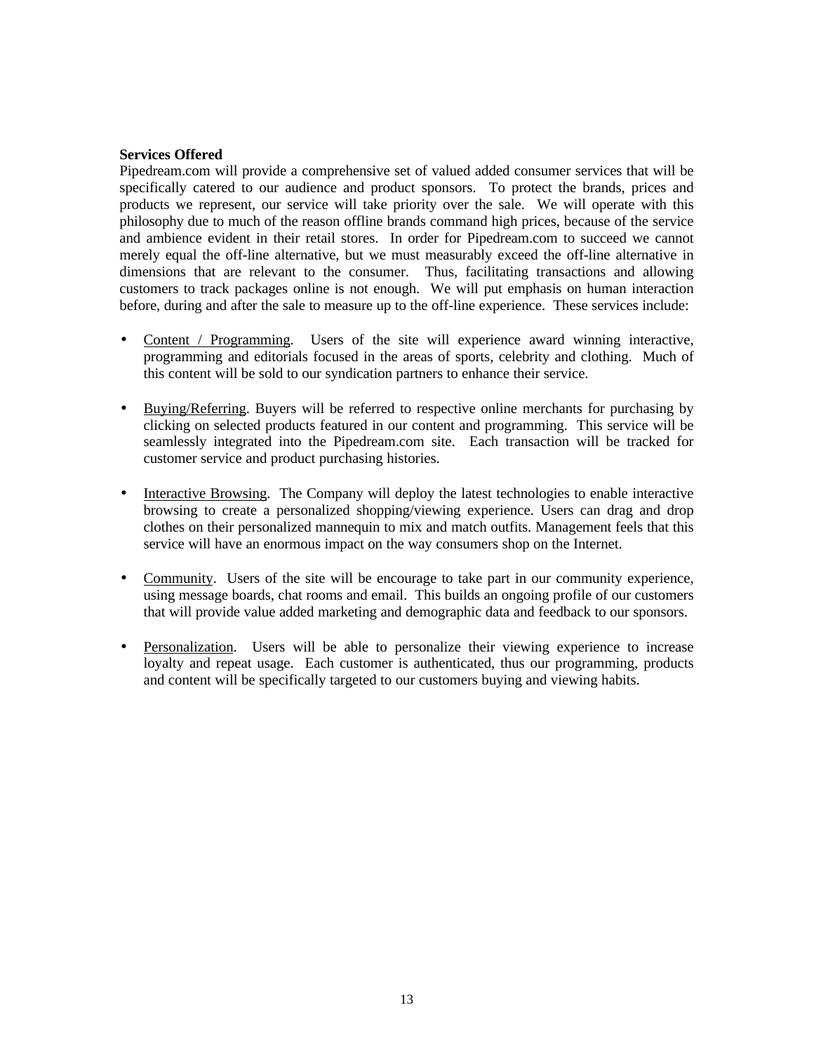**Services Offered**

Pipedream.com will provide a comprehensive set of valued added consumer services that will be specifically catered to our audience and product sponsors. To protect the brands, prices and products we represent, our service will take priority over the sale. We will operate with this philosophy due to much of the reason offline brands command high prices, because of the service and ambience evident in their retail stores. In order for Pipedream.com to succeed we cannot merely equal the off-line alternative, but we must measurably exceed the off-line alternative in dimensions that are relevant to the consumer. Thus, facilitating transactions and allowing customers to track packages online is not enough. We will put emphasis on human interaction before, during and after the sale to measure up to the off-line experience. These services include:

- <u>Content / Programming</u>. Users of the site will experience award winning interactive, programming and editorials focused in the areas of sports, celebrity and clothing. Much of this content will be sold to our syndication partners to enhance their service.

- <u>Buying/Referring</u>. Buyers will be referred to respective online merchants for purchasing by clicking on selected products featured in our content and programming. This service will be seamlessly integrated into the Pipedream.com site. Each transaction will be tracked for customer service and product purchasing histories.

- <u>Interactive Browsing</u>. The Company will deploy the latest technologies to enable interactive browsing to create a personalized shopping/viewing experience. Users can drag and drop clothes on their personalized mannequin to mix and match outfits. Management feels that this service will have an enormous impact on the way consumers shop on the Internet.

- <u>Community</u>. Users of the site will be encourage to take part in our community experience, using message boards, chat rooms and email. This builds an ongoing profile of our customers that will provide value added marketing and demographic data and feedback to our sponsors.

- <u>Personalization</u>. Users will be able to personalize their viewing experience to increase loyalty and repeat usage. Each customer is authenticated, thus our programming, products and content will be specifically targeted to our customers buying and viewing habits.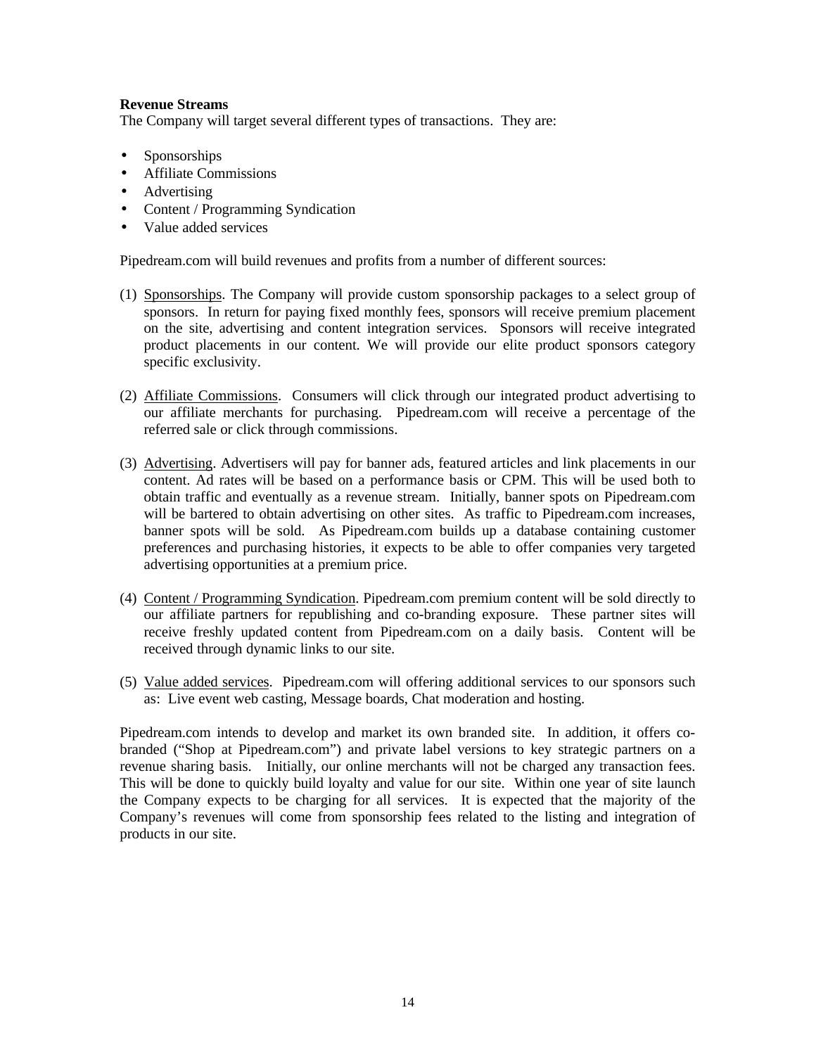**Revenue Streams**
The Company will target several different types of transactions. They are:

- Sponsorships
- Affiliate Commissions
- Advertising
- Content / Programming Syndication
- Value added services

Pipedream.com will build revenues and profits from a number of different sources:

(1) Sponsorships. The Company will provide custom sponsorship packages to a select group of sponsors. In return for paying fixed monthly fees, sponsors will receive premium placement on the site, advertising and content integration services. Sponsors will receive integrated product placements in our content. We will provide our elite product sponsors category specific exclusivity.

(2) Affiliate Commissions. Consumers will click through our integrated product advertising to our affiliate merchants for purchasing. Pipedream.com will receive a percentage of the referred sale or click through commissions.

(3) Advertising. Advertisers will pay for banner ads, featured articles and link placements in our content. Ad rates will be based on a performance basis or CPM. This will be used both to obtain traffic and eventually as a revenue stream. Initially, banner spots on Pipedream.com will be bartered to obtain advertising on other sites. As traffic to Pipedream.com increases, banner spots will be sold. As Pipedream.com builds up a database containing customer preferences and purchasing histories, it expects to be able to offer companies very targeted advertising opportunities at a premium price.

(4) Content / Programming Syndication. Pipedream.com premium content will be sold directly to our affiliate partners for republishing and co-branding exposure. These partner sites will receive freshly updated content from Pipedream.com on a daily basis. Content will be received through dynamic links to our site.

(5) Value added services. Pipedream.com will offering additional services to our sponsors such as: Live event web casting, Message boards, Chat moderation and hosting.

Pipedream.com intends to develop and market its own branded site. In addition, it offers co-branded ("Shop at Pipedream.com") and private label versions to key strategic partners on a revenue sharing basis. Initially, our online merchants will not be charged any transaction fees. This will be done to quickly build loyalty and value for our site. Within one year of site launch the Company expects to be charging for all services. It is expected that the majority of the Company's revenues will come from sponsorship fees related to the listing and integration of products in our site.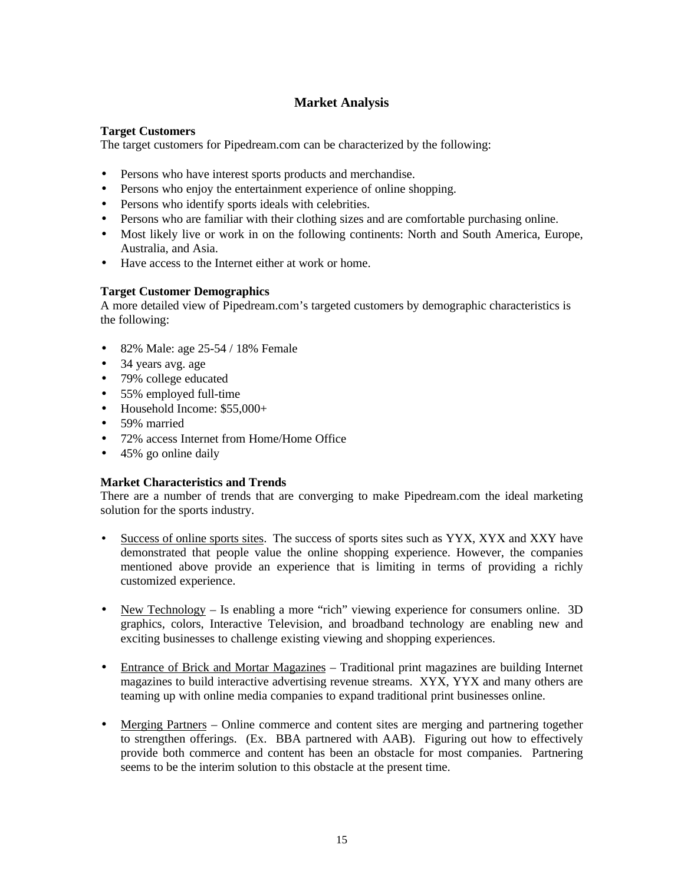## Market Analysis

**Target Customers**
The target customers for Pipedream.com can be characterized by the following:

- Persons who have interest sports products and merchandise.
- Persons who enjoy the entertainment experience of online shopping.
- Persons who identify sports ideals with celebrities.
- Persons who are familiar with their clothing sizes and are comfortable purchasing online.
- Most likely live or work in on the following continents: North and South America, Europe, Australia, and Asia.
- Have access to the Internet either at work or home.

**Target Customer Demographics**
A more detailed view of Pipedream.com's targeted customers by demographic characteristics is the following:

- 82% Male: age 25-54 / 18% Female
- 34 years avg. age
- 79% college educated
- 55% employed full-time
- Household Income: $55,000+
- 59% married
- 72% access Internet from Home/Home Office
- 45% go online daily

**Market Characteristics and Trends**
There are a number of trends that are converging to make Pipedream.com the ideal marketing solution for the sports industry.

- Success of online sports sites. The success of sports sites such as YYX, XYX and XXY have demonstrated that people value the online shopping experience. However, the companies mentioned above provide an experience that is limiting in terms of providing a richly customized experience.

- New Technology – Is enabling a more "rich" viewing experience for consumers online. 3D graphics, colors, Interactive Television, and broadband technology are enabling new and exciting businesses to challenge existing viewing and shopping experiences.

- Entrance of Brick and Mortar Magazines – Traditional print magazines are building Internet magazines to build interactive advertising revenue streams. XYX, YYX and many others are teaming up with online media companies to expand traditional print businesses online.

- Merging Partners – Online commerce and content sites are merging and partnering together to strengthen offerings. (Ex. BBA partnered with AAB). Figuring out how to effectively provide both commerce and content has been an obstacle for most companies. Partnering seems to be the interim solution to this obstacle at the present time.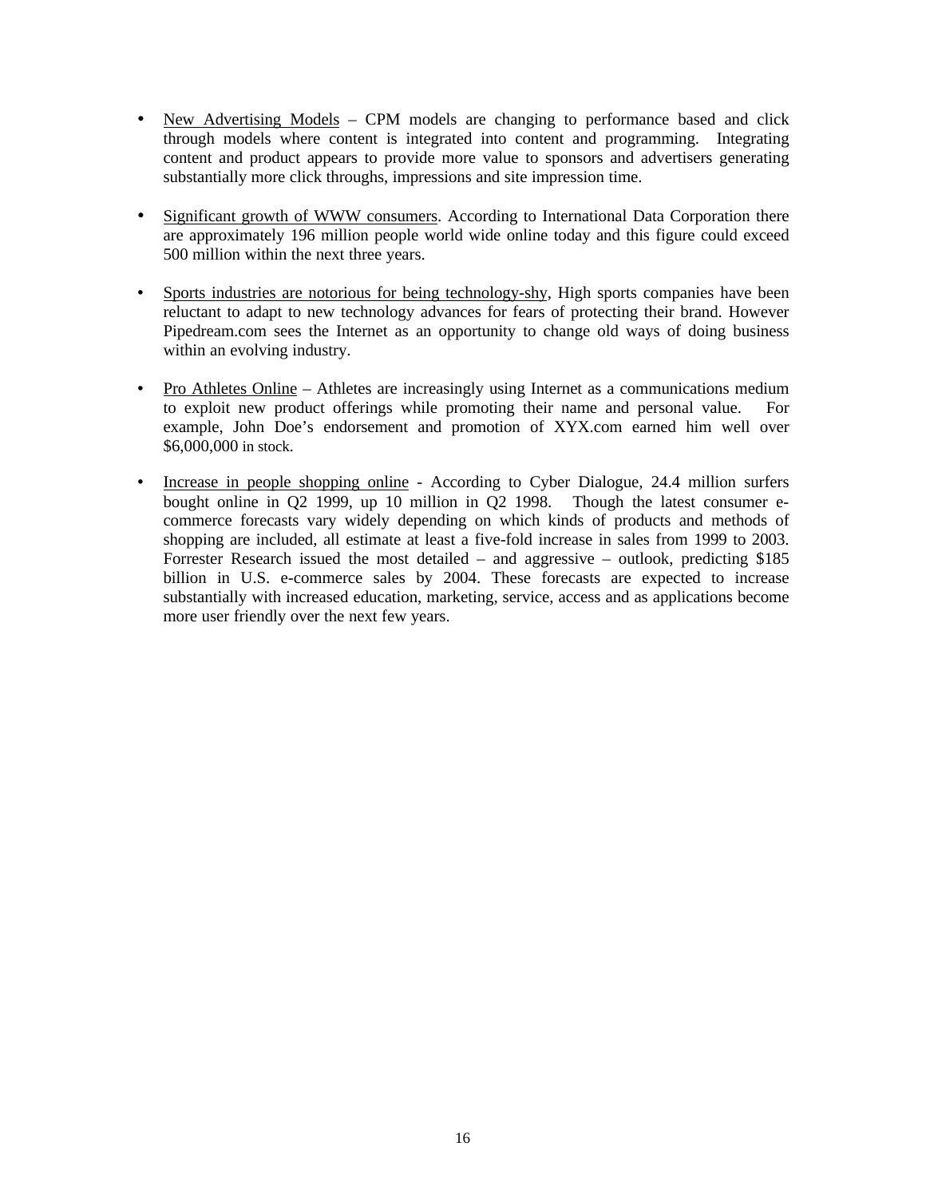- New Advertising Models – CPM models are changing to performance based and click through models where content is integrated into content and programming. Integrating content and product appears to provide more value to sponsors and advertisers generating substantially more click throughs, impressions and site impression time.

- Significant growth of WWW consumers. According to International Data Corporation there are approximately 196 million people world wide online today and this figure could exceed 500 million within the next three years.

- Sports industries are notorious for being technology-shy, High sports companies have been reluctant to adapt to new technology advances for fears of protecting their brand. However Pipedream.com sees the Internet as an opportunity to change old ways of doing business within an evolving industry.

- Pro Athletes Online – Athletes are increasingly using Internet as a communications medium to exploit new product offerings while promoting their name and personal value. For example, John Doe's endorsement and promotion of XYX.com earned him well over $6,000,000 in stock.

- Increase in people shopping online - According to Cyber Dialogue, 24.4 million surfers bought online in Q2 1999, up 10 million in Q2 1998. Though the latest consumer e-commerce forecasts vary widely depending on which kinds of products and methods of shopping are included, all estimate at least a five-fold increase in sales from 1999 to 2003. Forrester Research issued the most detailed – and aggressive – outlook, predicting $185 billion in U.S. e-commerce sales by 2004. These forecasts are expected to increase substantially with increased education, marketing, service, access and as applications become more user friendly over the next few years.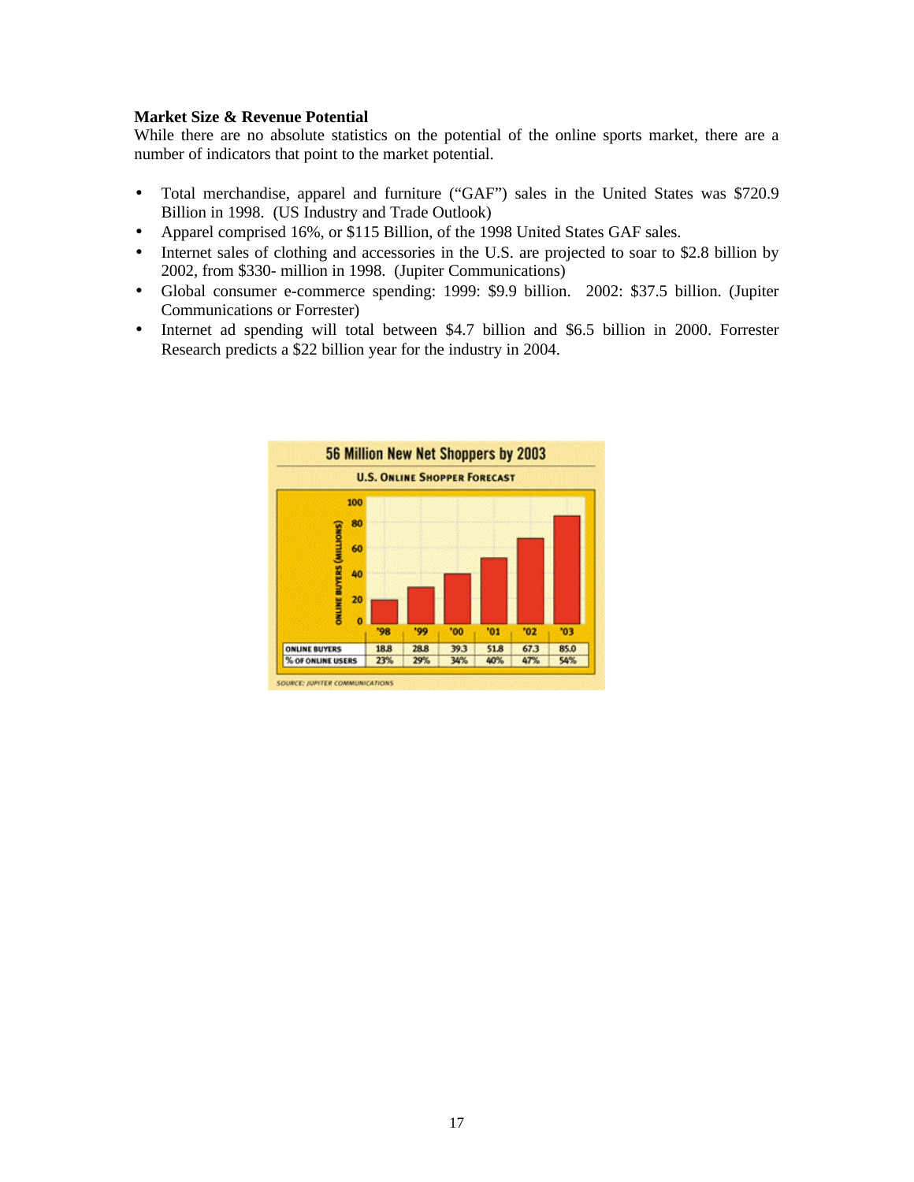**Market Size & Revenue Potential**

While there are no absolute statistics on the potential of the online sports market, there are a number of indicators that point to the market potential.

- Total merchandise, apparel and furniture ("GAF") sales in the United States was $720.9 Billion in 1998. (US Industry and Trade Outlook)
- Apparel comprised 16%, or $115 Billion, of the 1998 United States GAF sales.
- Internet sales of clothing and accessories in the U.S. are projected to soar to $2.8 billion by 2002, from $330- million in 1998. (Jupiter Communications)
- Global consumer e-commerce spending: 1999: $9.9 billion. 2002: $37.5 billion. (Jupiter Communications or Forrester)
- Internet ad spending will total between $4.7 billion and $6.5 billion in 2000. Forrester Research predicts a $22 billion year for the industry in 2004.

**56 Million New Net Shoppers by 2003**

U.S. ONLINE SHOPPER FORECAST

| | '98 | '99 | '00 | '01 | '02 | '03 |
|---|---|---|---|---|---|---|
| ONLINE BUYERS | 18.8 | 28.8 | 39.3 | 51.8 | 67.3 | 85.0 |
| % OF ONLINE USERS | 23% | 29% | 34% | 40% | 47% | 54% |

SOURCE: JUPITER COMMUNICATIONS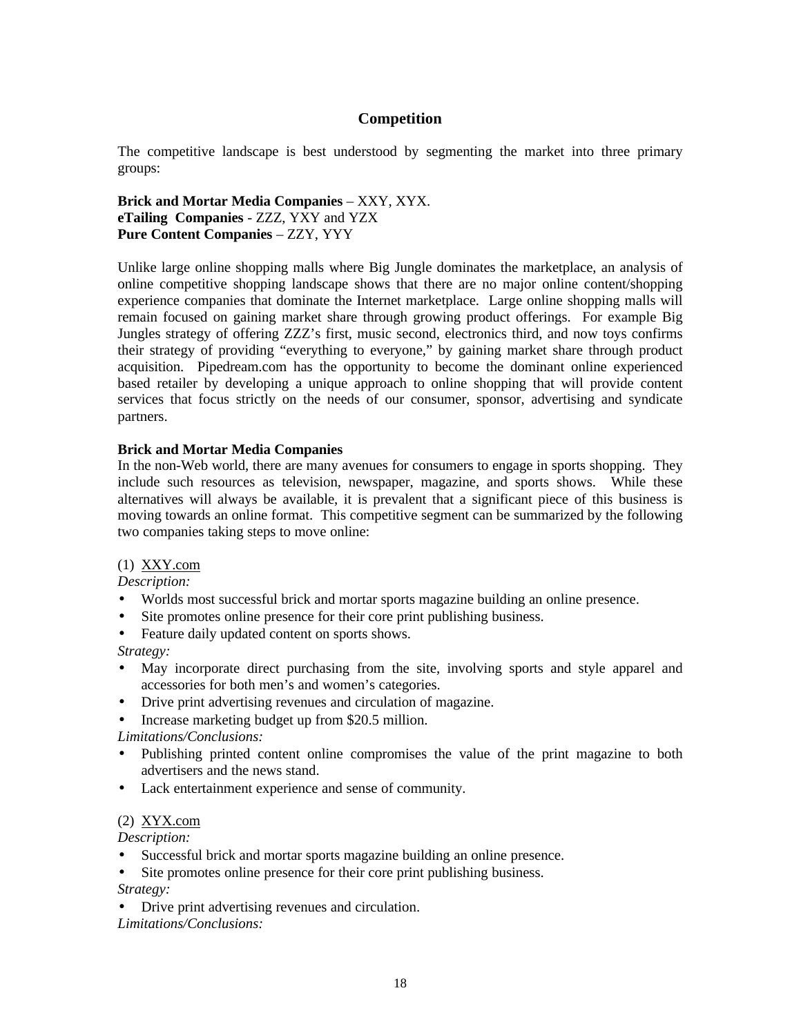## Competition

The competitive landscape is best understood by segmenting the market into three primary groups:

**Brick and Mortar Media Companies** – XXY, XYX.
**eTailing Companies** - ZZZ, YXY and YZX
**Pure Content Companies** – ZZY, YYY

Unlike large online shopping malls where Big Jungle dominates the marketplace, an analysis of online competitive shopping landscape shows that there are no major online content/shopping experience companies that dominate the Internet marketplace. Large online shopping malls will remain focused on gaining market share through growing product offerings. For example Big Jungles strategy of offering ZZZ's first, music second, electronics third, and now toys confirms their strategy of providing "everything to everyone," by gaining market share through product acquisition. Pipedream.com has the opportunity to become the dominant online experienced based retailer by developing a unique approach to online shopping that will provide content services that focus strictly on the needs of our consumer, sponsor, advertising and syndicate partners.

**Brick and Mortar Media Companies**
In the non-Web world, there are many avenues for consumers to engage in sports shopping. They include such resources as television, newspaper, magazine, and sports shows. While these alternatives will always be available, it is prevalent that a significant piece of this business is moving towards an online format. This competitive segment can be summarized by the following two companies taking steps to move online:

(1) XXY.com
*Description:*
- Worlds most successful brick and mortar sports magazine building an online presence.
- Site promotes online presence for their core print publishing business.
- Feature daily updated content on sports shows.

*Strategy:*
- May incorporate direct purchasing from the site, involving sports and style apparel and accessories for both men's and women's categories.
- Drive print advertising revenues and circulation of magazine.
- Increase marketing budget up from $20.5 million.

*Limitations/Conclusions:*
- Publishing printed content online compromises the value of the print magazine to both advertisers and the news stand.
- Lack entertainment experience and sense of community.

(2) XYX.com
*Description:*
- Successful brick and mortar sports magazine building an online presence.
- Site promotes online presence for their core print publishing business.

*Strategy:*
- Drive print advertising revenues and circulation.

*Limitations/Conclusions:*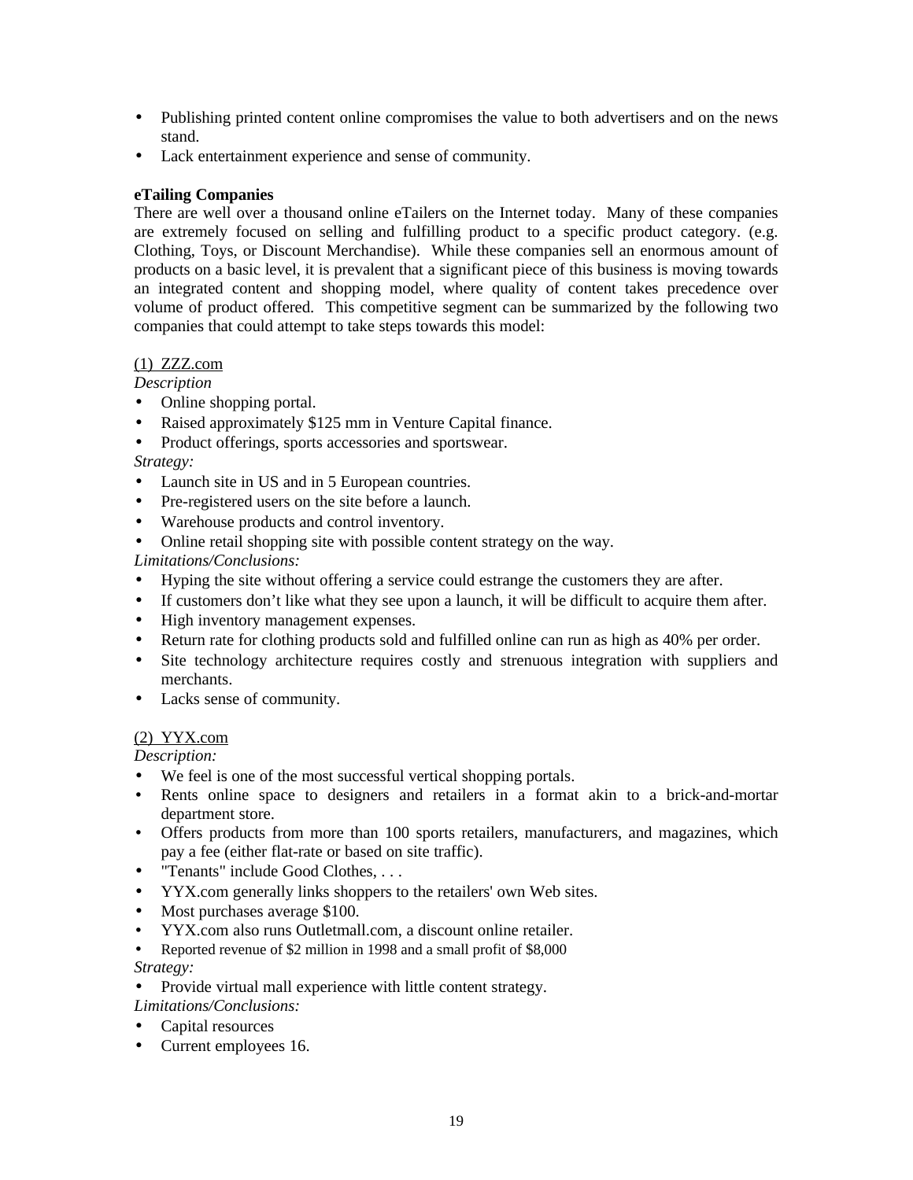- Publishing printed content online compromises the value to both advertisers and on the news stand.
- Lack entertainment experience and sense of community.

**eTailing Companies**

There are well over a thousand online eTailers on the Internet today. Many of these companies are extremely focused on selling and fulfilling product to a specific product category. (e.g. Clothing, Toys, or Discount Merchandise). While these companies sell an enormous amount of products on a basic level, it is prevalent that a significant piece of this business is moving towards an integrated content and shopping model, where quality of content takes precedence over volume of product offered. This competitive segment can be summarized by the following two companies that could attempt to take steps towards this model:

<u>(1) ZZZ.com</u>

*Description*

- Online shopping portal.
- Raised approximately $125 mm in Venture Capital finance.
- Product offerings, sports accessories and sportswear.

*Strategy:*

- Launch site in US and in 5 European countries.
- Pre-registered users on the site before a launch.
- Warehouse products and control inventory.
- Online retail shopping site with possible content strategy on the way.

*Limitations/Conclusions:*

- Hyping the site without offering a service could estrange the customers they are after.
- If customers don't like what they see upon a launch, it will be difficult to acquire them after.
- High inventory management expenses.
- Return rate for clothing products sold and fulfilled online can run as high as 40% per order.
- Site technology architecture requires costly and strenuous integration with suppliers and merchants.
- Lacks sense of community.

<u>(2) YYX.com</u>

*Description:*

- We feel is one of the most successful vertical shopping portals.
- Rents online space to designers and retailers in a format akin to a brick-and-mortar department store.
- Offers products from more than 100 sports retailers, manufacturers, and magazines, which pay a fee (either flat-rate or based on site traffic).
- "Tenants" include Good Clothes, . . .
- YYX.com generally links shoppers to the retailers' own Web sites.
- Most purchases average $100.
- YYX.com also runs Outletmall.com, a discount online retailer.
- Reported revenue of $2 million in 1998 and a small profit of $8,000

*Strategy:*

- Provide virtual mall experience with little content strategy.

*Limitations/Conclusions:*

- Capital resources
- Current employees 16.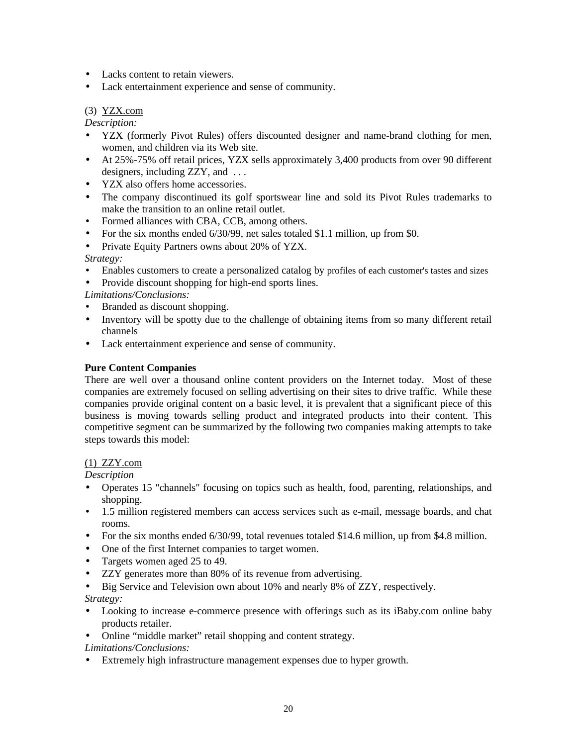- Lacks content to retain viewers.
- Lack entertainment experience and sense of community.

(3) YZX.com

*Description:*

- YZX (formerly Pivot Rules) offers discounted designer and name-brand clothing for men, women, and children via its Web site.
- At 25%-75% off retail prices, YZX sells approximately 3,400 products from over 90 different designers, including ZZY, and . . .
- YZX also offers home accessories.
- The company discontinued its golf sportswear line and sold its Pivot Rules trademarks to make the transition to an online retail outlet.
- Formed alliances with CBA, CCB, among others.
- For the six months ended 6/30/99, net sales totaled $1.1 million, up from $0.
- Private Equity Partners owns about 20% of YZX.

*Strategy:*

- Enables customers to create a personalized catalog by profiles of each customer's tastes and sizes
- Provide discount shopping for high-end sports lines.

*Limitations/Conclusions:*

- Branded as discount shopping.
- Inventory will be spotty due to the challenge of obtaining items from so many different retail channels
- Lack entertainment experience and sense of community.

**Pure Content Companies**

There are well over a thousand online content providers on the Internet today. Most of these companies are extremely focused on selling advertising on their sites to drive traffic. While these companies provide original content on a basic level, it is prevalent that a significant piece of this business is moving towards selling product and integrated products into their content. This competitive segment can be summarized by the following two companies making attempts to take steps towards this model:

(1) ZZY.com

*Description*

- Operates 15 "channels" focusing on topics such as health, food, parenting, relationships, and shopping.
- 1.5 million registered members can access services such as e-mail, message boards, and chat rooms.
- For the six months ended 6/30/99, total revenues totaled $14.6 million, up from $4.8 million.
- One of the first Internet companies to target women.
- Targets women aged 25 to 49.
- ZZY generates more than 80% of its revenue from advertising.
- Big Service and Television own about 10% and nearly 8% of ZZY, respectively.

*Strategy:*

- Looking to increase e-commerce presence with offerings such as its iBaby.com online baby products retailer.
- Online "middle market" retail shopping and content strategy.

*Limitations/Conclusions:*

- Extremely high infrastructure management expenses due to hyper growth.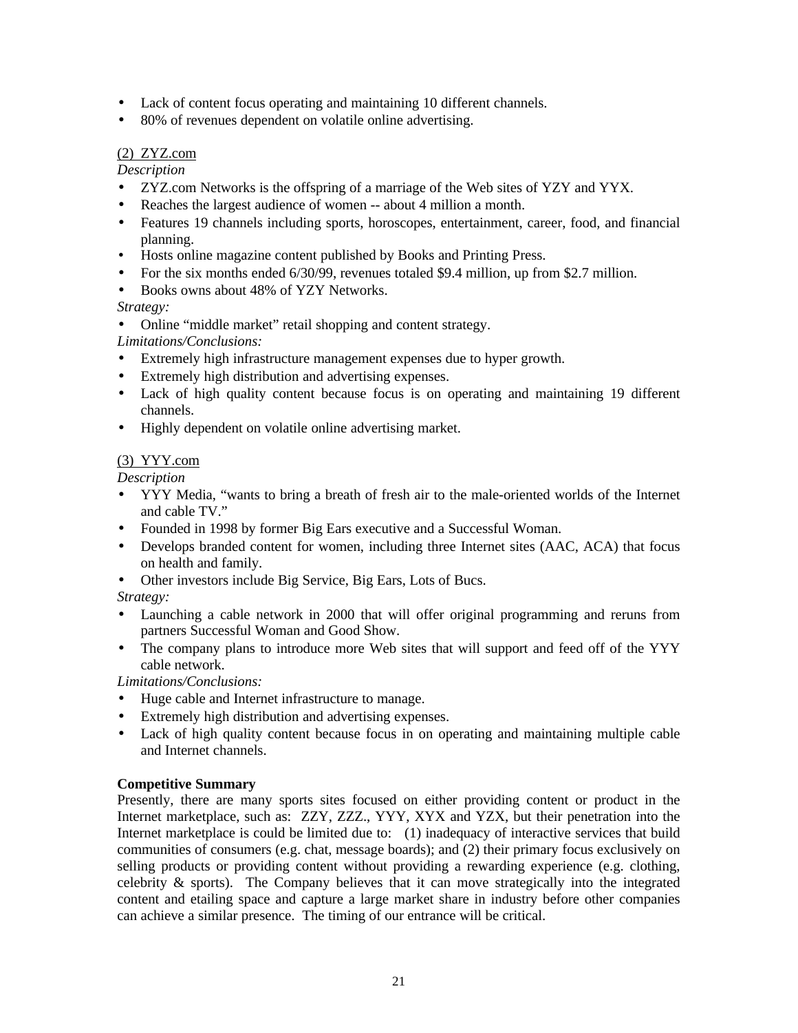- Lack of content focus operating and maintaining 10 different channels.
- 80% of revenues dependent on volatile online advertising.

<u>(2) ZYZ.com</u>

*Description*

- ZYZ.com Networks is the offspring of a marriage of the Web sites of YZY and YYX.
- Reaches the largest audience of women -- about 4 million a month.
- Features 19 channels including sports, horoscopes, entertainment, career, food, and financial planning.
- Hosts online magazine content published by Books and Printing Press.
- For the six months ended 6/30/99, revenues totaled $9.4 million, up from $2.7 million.
- Books owns about 48% of YZY Networks.

*Strategy:*

- Online "middle market" retail shopping and content strategy.

*Limitations/Conclusions:*

- Extremely high infrastructure management expenses due to hyper growth.
- Extremely high distribution and advertising expenses.
- Lack of high quality content because focus is on operating and maintaining 19 different channels.
- Highly dependent on volatile online advertising market.

<u>(3) YYY.com</u>

*Description*

- YYY Media, "wants to bring a breath of fresh air to the male-oriented worlds of the Internet and cable TV."
- Founded in 1998 by former Big Ears executive and a Successful Woman.
- Develops branded content for women, including three Internet sites (AAC, ACA) that focus on health and family.
- Other investors include Big Service, Big Ears, Lots of Bucs.

*Strategy:*

- Launching a cable network in 2000 that will offer original programming and reruns from partners Successful Woman and Good Show.
- The company plans to introduce more Web sites that will support and feed off of the YYY cable network.

*Limitations/Conclusions:*

- Huge cable and Internet infrastructure to manage.
- Extremely high distribution and advertising expenses.
- Lack of high quality content because focus in on operating and maintaining multiple cable and Internet channels.

**Competitive Summary**

Presently, there are many sports sites focused on either providing content or product in the Internet marketplace, such as: ZZY, ZZZ., YYY, XYX and YZX, but their penetration into the Internet marketplace is could be limited due to: (1) inadequacy of interactive services that build communities of consumers (e.g. chat, message boards); and (2) their primary focus exclusively on selling products or providing content without providing a rewarding experience (e.g. clothing, celebrity & sports). The Company believes that it can move strategically into the integrated content and etailing space and capture a large market share in industry before other companies can achieve a similar presence. The timing of our entrance will be critical.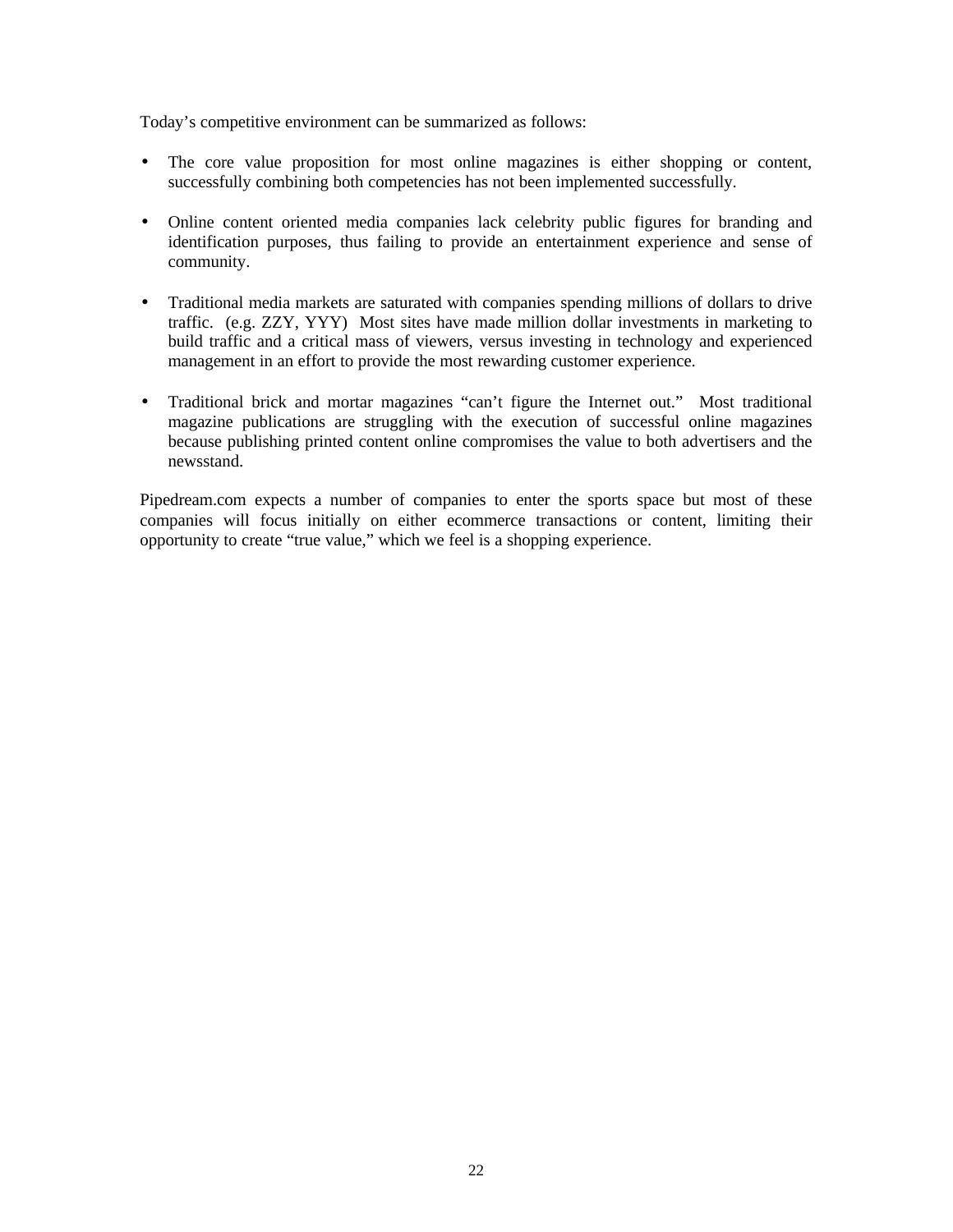Today's competitive environment can be summarized as follows:

- The core value proposition for most online magazines is either shopping or content, successfully combining both competencies has not been implemented successfully.

- Online content oriented media companies lack celebrity public figures for branding and identification purposes, thus failing to provide an entertainment experience and sense of community.

- Traditional media markets are saturated with companies spending millions of dollars to drive traffic. (e.g. ZZY, YYY) Most sites have made million dollar investments in marketing to build traffic and a critical mass of viewers, versus investing in technology and experienced management in an effort to provide the most rewarding customer experience.

- Traditional brick and mortar magazines "can't figure the Internet out." Most traditional magazine publications are struggling with the execution of successful online magazines because publishing printed content online compromises the value to both advertisers and the newsstand.

Pipedream.com expects a number of companies to enter the sports space but most of these companies will focus initially on either ecommerce transactions or content, limiting their opportunity to create "true value," which we feel is a shopping experience.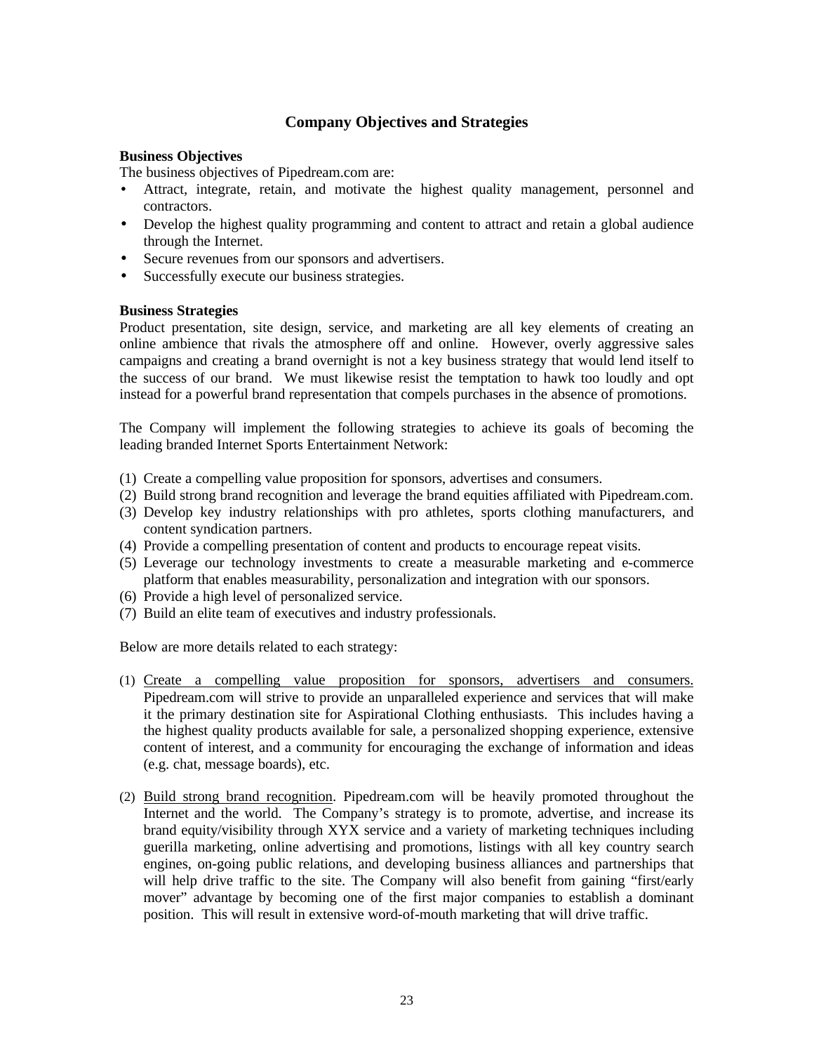## Company Objectives and Strategies

**Business Objectives**
The business objectives of Pipedream.com are:

- Attract, integrate, retain, and motivate the highest quality management, personnel and contractors.
- Develop the highest quality programming and content to attract and retain a global audience through the Internet.
- Secure revenues from our sponsors and advertisers.
- Successfully execute our business strategies.

**Business Strategies**
Product presentation, site design, service, and marketing are all key elements of creating an online ambience that rivals the atmosphere off and online. However, overly aggressive sales campaigns and creating a brand overnight is not a key business strategy that would lend itself to the success of our brand. We must likewise resist the temptation to hawk too loudly and opt instead for a powerful brand representation that compels purchases in the absence of promotions.

The Company will implement the following strategies to achieve its goals of becoming the leading branded Internet Sports Entertainment Network:

(1) Create a compelling value proposition for sponsors, advertises and consumers.
(2) Build strong brand recognition and leverage the brand equities affiliated with Pipedream.com.
(3) Develop key industry relationships with pro athletes, sports clothing manufacturers, and content syndication partners.
(4) Provide a compelling presentation of content and products to encourage repeat visits.
(5) Leverage our technology investments to create a measurable marketing and e-commerce platform that enables measurability, personalization and integration with our sponsors.
(6) Provide a high level of personalized service.
(7) Build an elite team of executives and industry professionals.

Below are more details related to each strategy:

(1) <u>Create a compelling value proposition for sponsors, advertisers and consumers.</u> Pipedream.com will strive to provide an unparalleled experience and services that will make it the primary destination site for Aspirational Clothing enthusiasts. This includes having a the highest quality products available for sale, a personalized shopping experience, extensive content of interest, and a community for encouraging the exchange of information and ideas (e.g. chat, message boards), etc.

(2) <u>Build strong brand recognition</u>. Pipedream.com will be heavily promoted throughout the Internet and the world. The Company's strategy is to promote, advertise, and increase its brand equity/visibility through XYX service and a variety of marketing techniques including guerilla marketing, online advertising and promotions, listings with all key country search engines, on-going public relations, and developing business alliances and partnerships that will help drive traffic to the site. The Company will also benefit from gaining "first/early mover" advantage by becoming one of the first major companies to establish a dominant position. This will result in extensive word-of-mouth marketing that will drive traffic.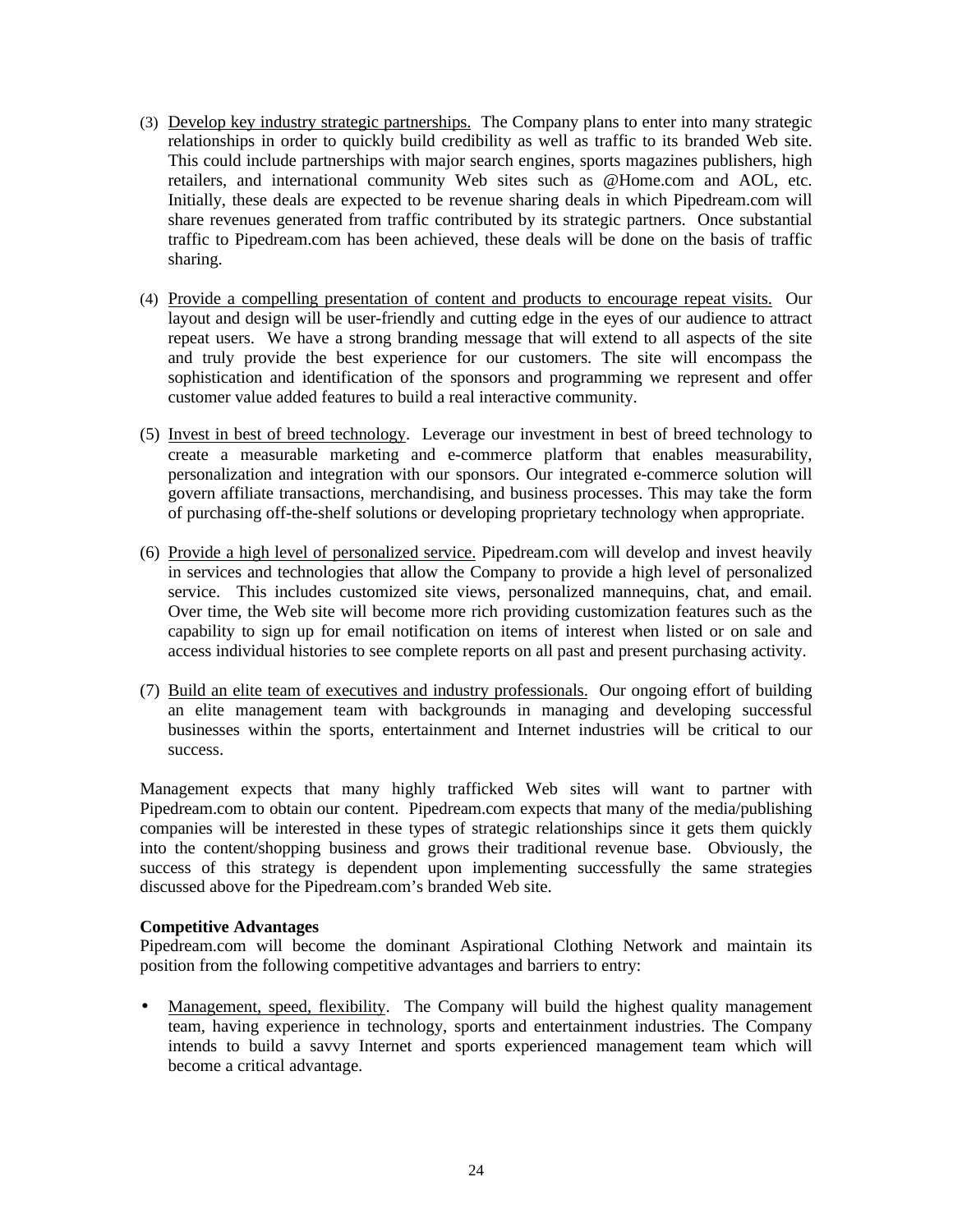(3) Develop key industry strategic partnerships. The Company plans to enter into many strategic relationships in order to quickly build credibility as well as traffic to its branded Web site. This could include partnerships with major search engines, sports magazines publishers, high retailers, and international community Web sites such as @Home.com and AOL, etc. Initially, these deals are expected to be revenue sharing deals in which Pipedream.com will share revenues generated from traffic contributed by its strategic partners. Once substantial traffic to Pipedream.com has been achieved, these deals will be done on the basis of traffic sharing.

(4) Provide a compelling presentation of content and products to encourage repeat visits. Our layout and design will be user-friendly and cutting edge in the eyes of our audience to attract repeat users. We have a strong branding message that will extend to all aspects of the site and truly provide the best experience for our customers. The site will encompass the sophistication and identification of the sponsors and programming we represent and offer customer value added features to build a real interactive community.

(5) Invest in best of breed technology. Leverage our investment in best of breed technology to create a measurable marketing and e-commerce platform that enables measurability, personalization and integration with our sponsors. Our integrated e-commerce solution will govern affiliate transactions, merchandising, and business processes. This may take the form of purchasing off-the-shelf solutions or developing proprietary technology when appropriate.

(6) Provide a high level of personalized service. Pipedream.com will develop and invest heavily in services and technologies that allow the Company to provide a high level of personalized service. This includes customized site views, personalized mannequins, chat, and email. Over time, the Web site will become more rich providing customization features such as the capability to sign up for email notification on items of interest when listed or on sale and access individual histories to see complete reports on all past and present purchasing activity.

(7) Build an elite team of executives and industry professionals. Our ongoing effort of building an elite management team with backgrounds in managing and developing successful businesses within the sports, entertainment and Internet industries will be critical to our success.

Management expects that many highly trafficked Web sites will want to partner with Pipedream.com to obtain our content. Pipedream.com expects that many of the media/publishing companies will be interested in these types of strategic relationships since it gets them quickly into the content/shopping business and grows their traditional revenue base. Obviously, the success of this strategy is dependent upon implementing successfully the same strategies discussed above for the Pipedream.com's branded Web site.

**Competitive Advantages**

Pipedream.com will become the dominant Aspirational Clothing Network and maintain its position from the following competitive advantages and barriers to entry:

- Management, speed, flexibility. The Company will build the highest quality management team, having experience in technology, sports and entertainment industries. The Company intends to build a savvy Internet and sports experienced management team which will become a critical advantage.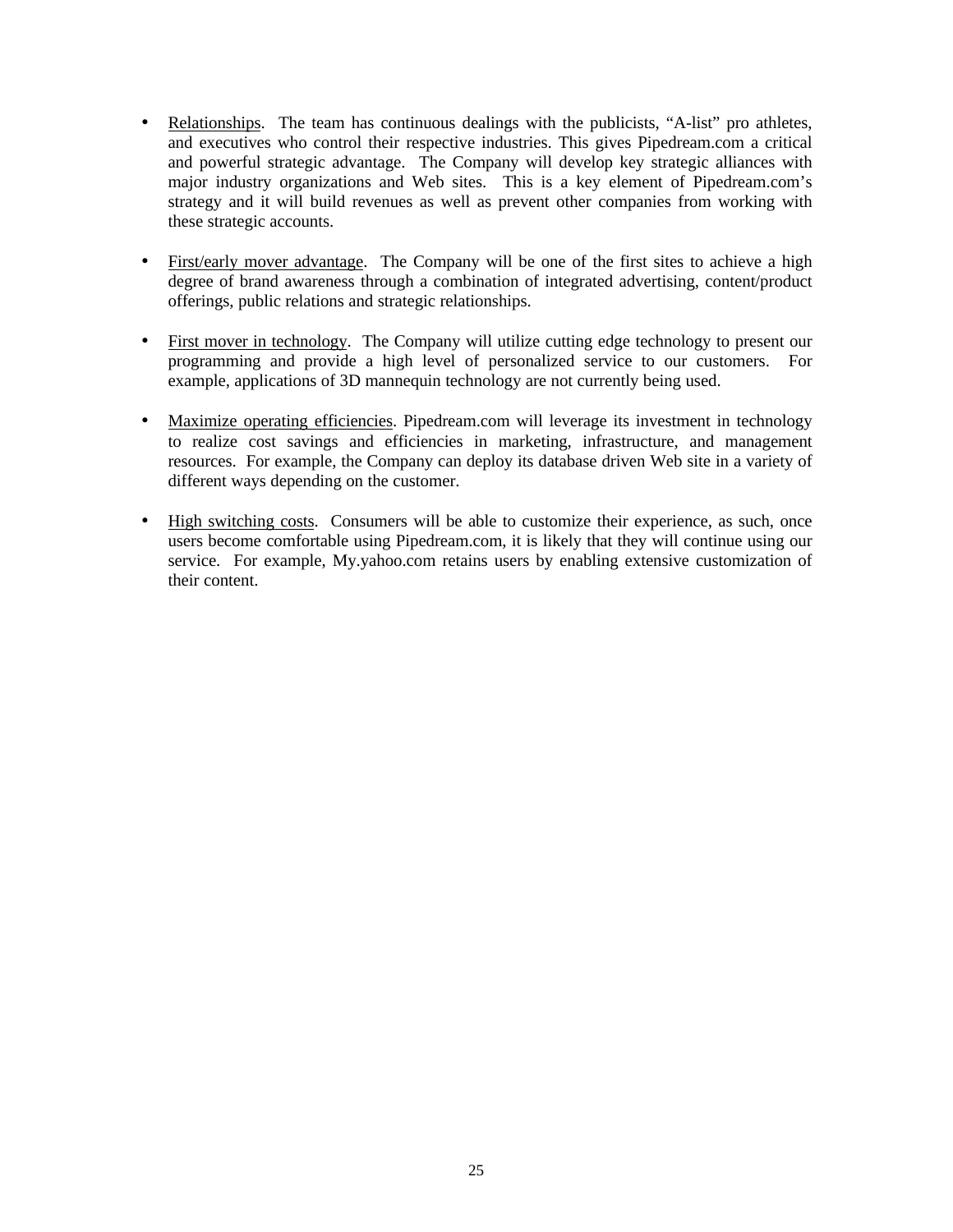- Relationships. The team has continuous dealings with the publicists, "A-list" pro athletes, and executives who control their respective industries. This gives Pipedream.com a critical and powerful strategic advantage. The Company will develop key strategic alliances with major industry organizations and Web sites. This is a key element of Pipedream.com's strategy and it will build revenues as well as prevent other companies from working with these strategic accounts.

- First/early mover advantage. The Company will be one of the first sites to achieve a high degree of brand awareness through a combination of integrated advertising, content/product offerings, public relations and strategic relationships.

- First mover in technology. The Company will utilize cutting edge technology to present our programming and provide a high level of personalized service to our customers. For example, applications of 3D mannequin technology are not currently being used.

- Maximize operating efficiencies. Pipedream.com will leverage its investment in technology to realize cost savings and efficiencies in marketing, infrastructure, and management resources. For example, the Company can deploy its database driven Web site in a variety of different ways depending on the customer.

- High switching costs. Consumers will be able to customize their experience, as such, once users become comfortable using Pipedream.com, it is likely that they will continue using our service. For example, My.yahoo.com retains users by enabling extensive customization of their content.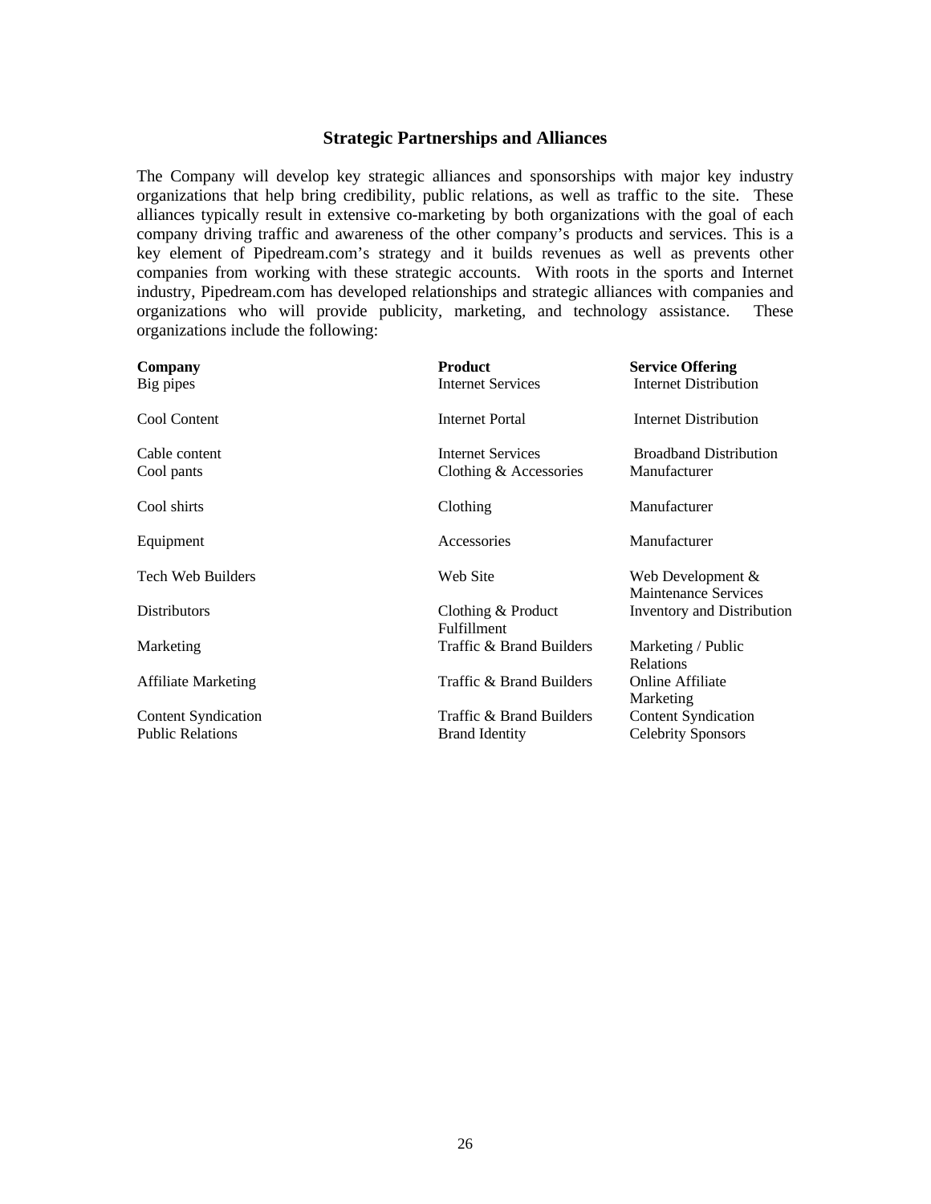## Strategic Partnerships and Alliances

The Company will develop key strategic alliances and sponsorships with major key industry organizations that help bring credibility, public relations, as well as traffic to the site. These alliances typically result in extensive co-marketing by both organizations with the goal of each company driving traffic and awareness of the other company's products and services. This is a key element of Pipedream.com's strategy and it builds revenues as well as prevents other companies from working with these strategic accounts. With roots in the sports and Internet industry, Pipedream.com has developed relationships and strategic alliances with companies and organizations who will provide publicity, marketing, and technology assistance. These organizations include the following:

| Company | Product | Service Offering |
|---|---|---|
| Big pipes | Internet Services | Internet Distribution |
| Cool Content | Internet Portal | Internet Distribution |
| Cable content | Internet Services | Broadband Distribution |
| Cool pants | Clothing & Accessories | Manufacturer |
| Cool shirts | Clothing | Manufacturer |
| Equipment | Accessories | Manufacturer |
| Tech Web Builders | Web Site | Web Development & Maintenance Services |
| Distributors | Clothing & Product Fulfillment | Inventory and Distribution |
| Marketing | Traffic & Brand Builders | Marketing / Public Relations |
| Affiliate Marketing | Traffic & Brand Builders | Online Affiliate Marketing |
| Content Syndication | Traffic & Brand Builders | Content Syndication |
| Public Relations | Brand Identity | Celebrity Sponsors |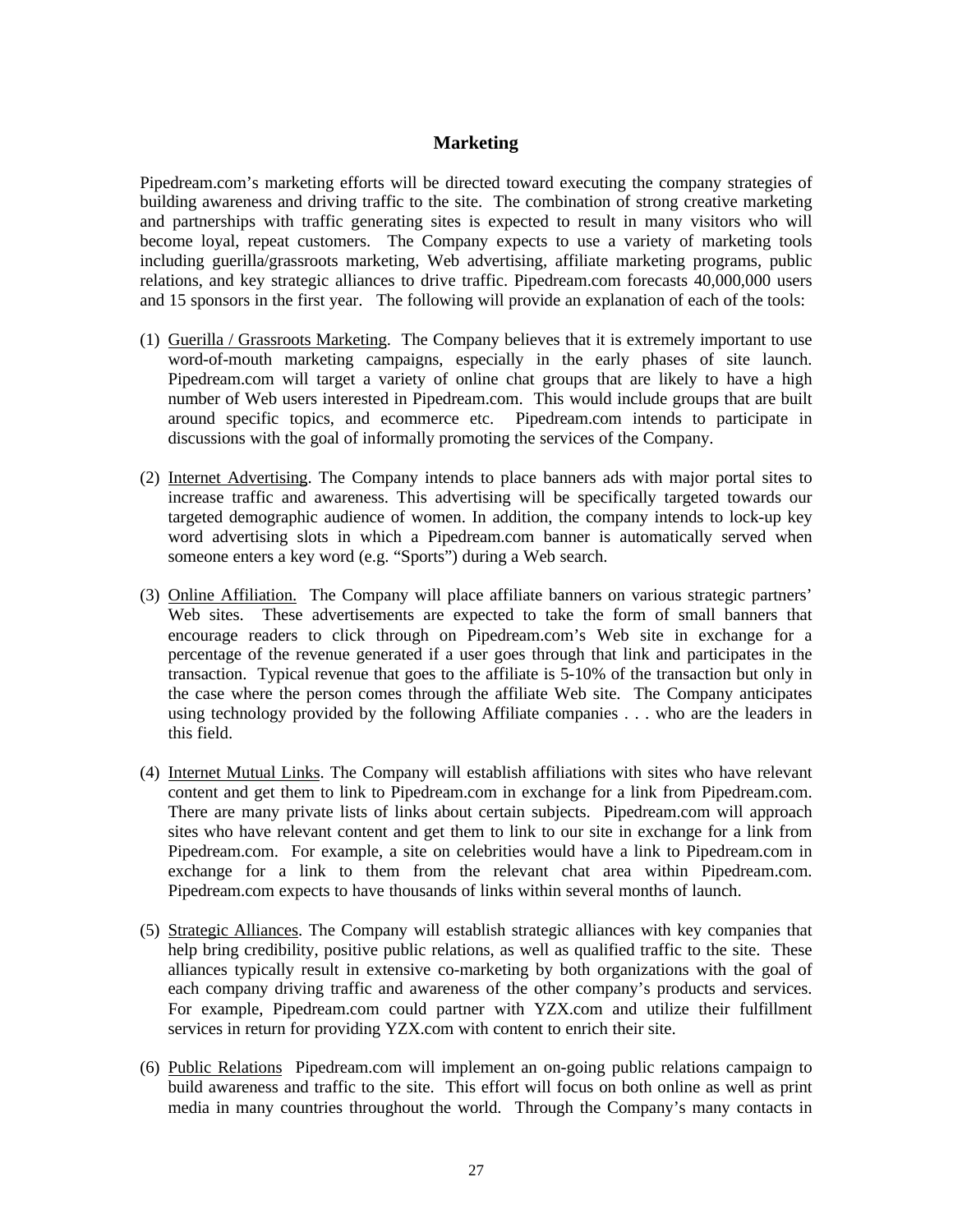## Marketing

Pipedream.com's marketing efforts will be directed toward executing the company strategies of building awareness and driving traffic to the site. The combination of strong creative marketing and partnerships with traffic generating sites is expected to result in many visitors who will become loyal, repeat customers. The Company expects to use a variety of marketing tools including guerilla/grassroots marketing, Web advertising, affiliate marketing programs, public relations, and key strategic alliances to drive traffic. Pipedream.com forecasts 40,000,000 users and 15 sponsors in the first year. The following will provide an explanation of each of the tools:

(1) Guerilla / Grassroots Marketing. The Company believes that it is extremely important to use word-of-mouth marketing campaigns, especially in the early phases of site launch. Pipedream.com will target a variety of online chat groups that are likely to have a high number of Web users interested in Pipedream.com. This would include groups that are built around specific topics, and ecommerce etc. Pipedream.com intends to participate in discussions with the goal of informally promoting the services of the Company.

(2) Internet Advertising. The Company intends to place banners ads with major portal sites to increase traffic and awareness. This advertising will be specifically targeted towards our targeted demographic audience of women. In addition, the company intends to lock-up key word advertising slots in which a Pipedream.com banner is automatically served when someone enters a key word (e.g. "Sports") during a Web search.

(3) Online Affiliation. The Company will place affiliate banners on various strategic partners' Web sites. These advertisements are expected to take the form of small banners that encourage readers to click through on Pipedream.com's Web site in exchange for a percentage of the revenue generated if a user goes through that link and participates in the transaction. Typical revenue that goes to the affiliate is 5-10% of the transaction but only in the case where the person comes through the affiliate Web site. The Company anticipates using technology provided by the following Affiliate companies . . . who are the leaders in this field.

(4) Internet Mutual Links. The Company will establish affiliations with sites who have relevant content and get them to link to Pipedream.com in exchange for a link from Pipedream.com. There are many private lists of links about certain subjects. Pipedream.com will approach sites who have relevant content and get them to link to our site in exchange for a link from Pipedream.com. For example, a site on celebrities would have a link to Pipedream.com in exchange for a link to them from the relevant chat area within Pipedream.com. Pipedream.com expects to have thousands of links within several months of launch.

(5) Strategic Alliances. The Company will establish strategic alliances with key companies that help bring credibility, positive public relations, as well as qualified traffic to the site. These alliances typically result in extensive co-marketing by both organizations with the goal of each company driving traffic and awareness of the other company's products and services. For example, Pipedream.com could partner with YZX.com and utilize their fulfillment services in return for providing YZX.com with content to enrich their site.

(6) Public Relations Pipedream.com will implement an on-going public relations campaign to build awareness and traffic to the site. This effort will focus on both online as well as print media in many countries throughout the world. Through the Company's many contacts in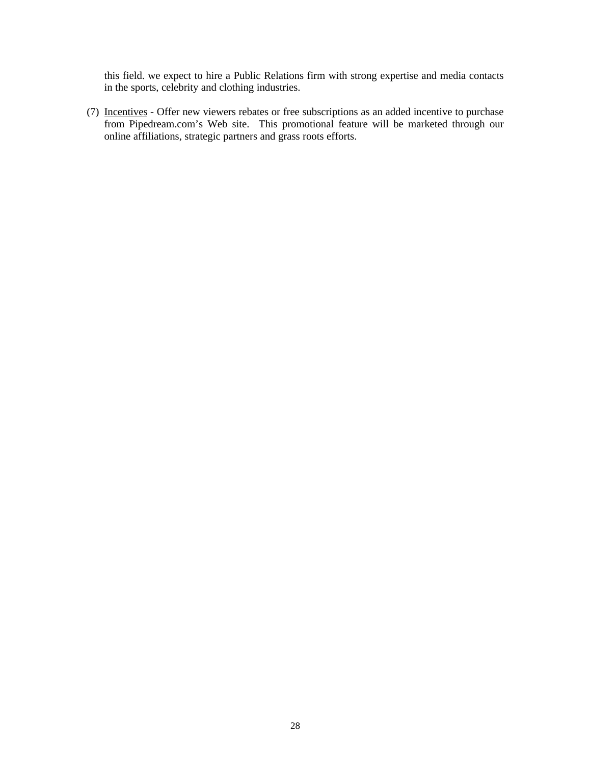this field. we expect to hire a Public Relations firm with strong expertise and media contacts in the sports, celebrity and clothing industries.

(7) Incentives - Offer new viewers rebates or free subscriptions as an added incentive to purchase from Pipedream.com's Web site. This promotional feature will be marketed through our online affiliations, strategic partners and grass roots efforts.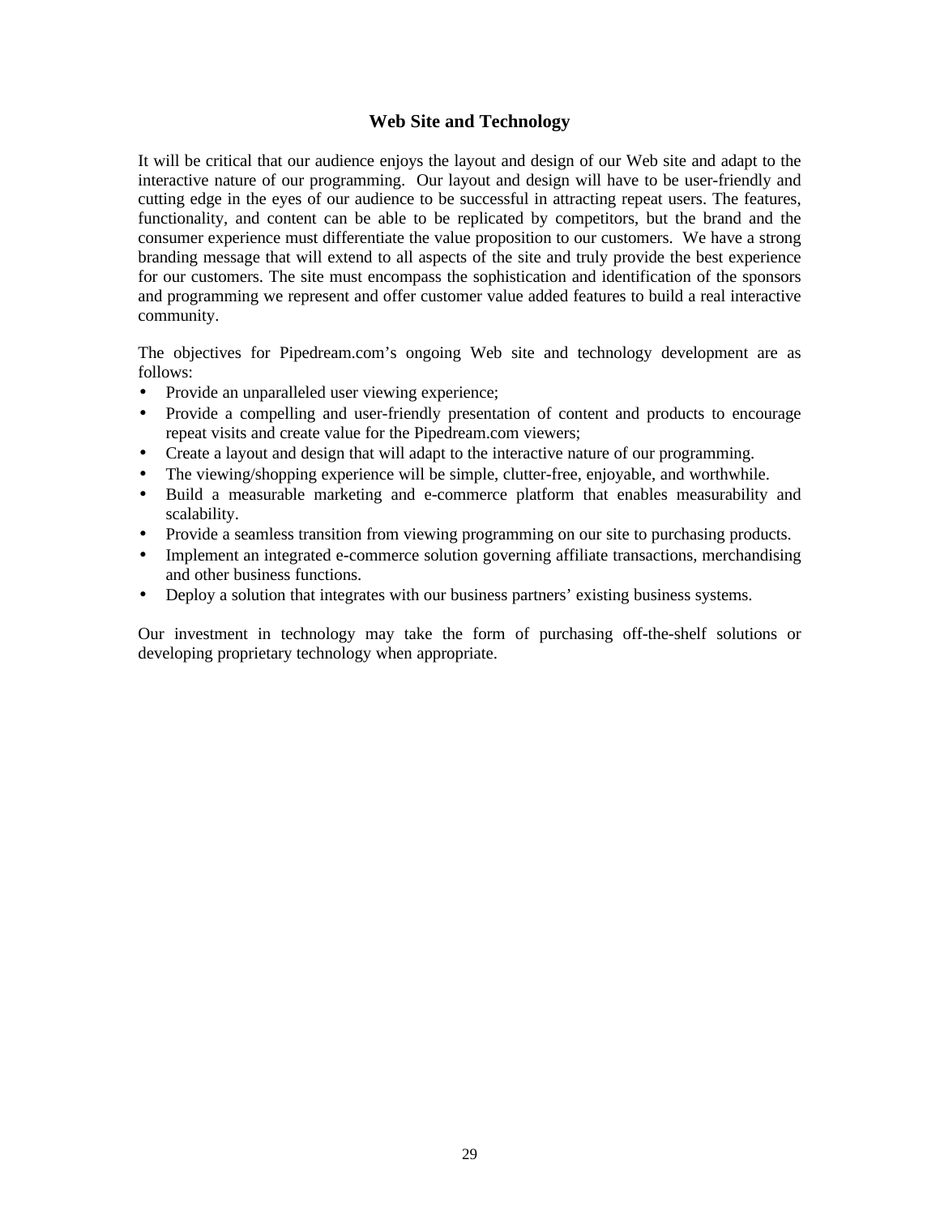## Web Site and Technology

It will be critical that our audience enjoys the layout and design of our Web site and adapt to the interactive nature of our programming. Our layout and design will have to be user-friendly and cutting edge in the eyes of our audience to be successful in attracting repeat users. The features, functionality, and content can be able to be replicated by competitors, but the brand and the consumer experience must differentiate the value proposition to our customers. We have a strong branding message that will extend to all aspects of the site and truly provide the best experience for our customers. The site must encompass the sophistication and identification of the sponsors and programming we represent and offer customer value added features to build a real interactive community.

The objectives for Pipedream.com's ongoing Web site and technology development are as follows:

- Provide an unparalleled user viewing experience;
- Provide a compelling and user-friendly presentation of content and products to encourage repeat visits and create value for the Pipedream.com viewers;
- Create a layout and design that will adapt to the interactive nature of our programming.
- The viewing/shopping experience will be simple, clutter-free, enjoyable, and worthwhile.
- Build a measurable marketing and e-commerce platform that enables measurability and scalability.
- Provide a seamless transition from viewing programming on our site to purchasing products.
- Implement an integrated e-commerce solution governing affiliate transactions, merchandising and other business functions.
- Deploy a solution that integrates with our business partners' existing business systems.

Our investment in technology may take the form of purchasing off-the-shelf solutions or developing proprietary technology when appropriate.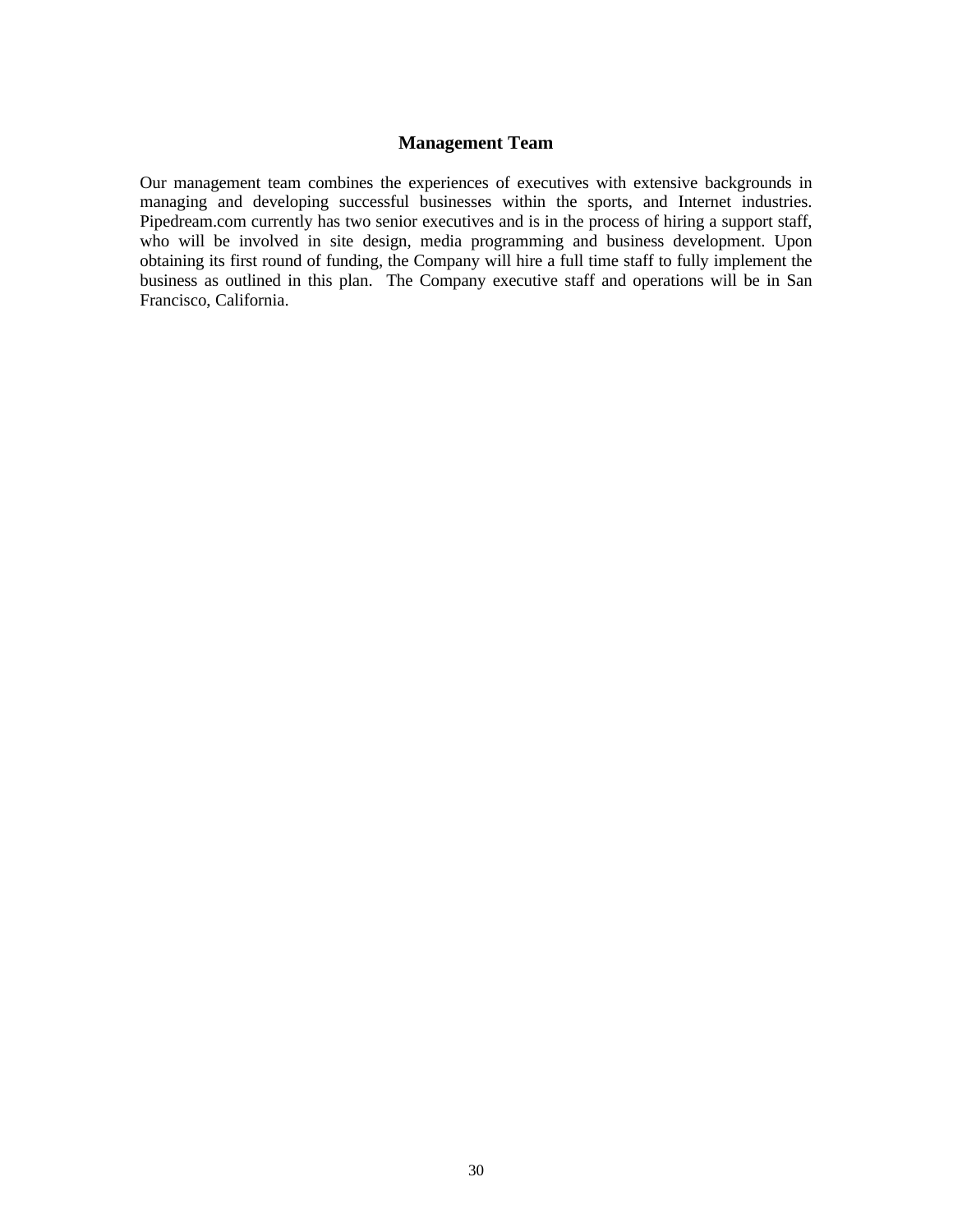## Management Team

Our management team combines the experiences of executives with extensive backgrounds in managing and developing successful businesses within the sports, and Internet industries. Pipedream.com currently has two senior executives and is in the process of hiring a support staff, who will be involved in site design, media programming and business development. Upon obtaining its first round of funding, the Company will hire a full time staff to fully implement the business as outlined in this plan.  The Company executive staff and operations will be in San Francisco, California.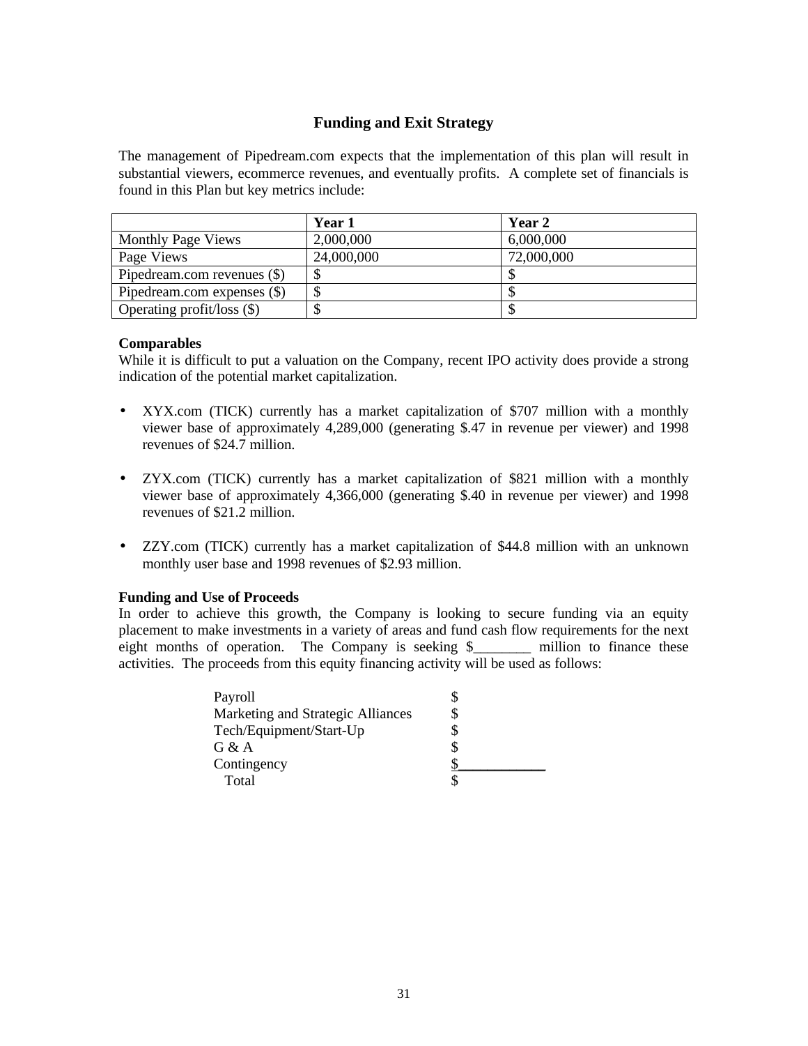## Funding and Exit Strategy

The management of Pipedream.com expects that the implementation of this plan will result in substantial viewers, ecommerce revenues, and eventually profits. A complete set of financials is found in this Plan but key metrics include:

| | Year 1 | Year 2 |
|---|---|---|
| Monthly Page Views | 2,000,000 | 6,000,000 |
| Page Views | 24,000,000 | 72,000,000 |
| Pipedream.com revenues ($) | $ | $ |
| Pipedream.com expenses ($) | $ | $ |
| Operating profit/loss ($) | $ | $ |

**Comparables**

While it is difficult to put a valuation on the Company, recent IPO activity does provide a strong indication of the potential market capitalization.

- XYX.com (TICK) currently has a market capitalization of $707 million with a monthly viewer base of approximately 4,289,000 (generating $.47 in revenue per viewer) and 1998 revenues of $24.7 million.

- ZYX.com (TICK) currently has a market capitalization of $821 million with a monthly viewer base of approximately 4,366,000 (generating $.40 in revenue per viewer) and 1998 revenues of $21.2 million.

- ZZY.com (TICK) currently has a market capitalization of $44.8 million with an unknown monthly user base and 1998 revenues of $2.93 million.

**Funding and Use of Proceeds**

In order to achieve this growth, the Company is looking to secure funding via an equity placement to make investments in a variety of areas and fund cash flow requirements for the next eight months of operation. The Company is seeking $________ million to finance these activities. The proceeds from this equity financing activity will be used as follows:

| | |
|---|---|
| Payroll | $ |
| Marketing and Strategic Alliances | $ |
| Tech/Equipment/Start-Up | $ |
| G & A | $ |
| Contingency | $____________ |
| Total | $ |